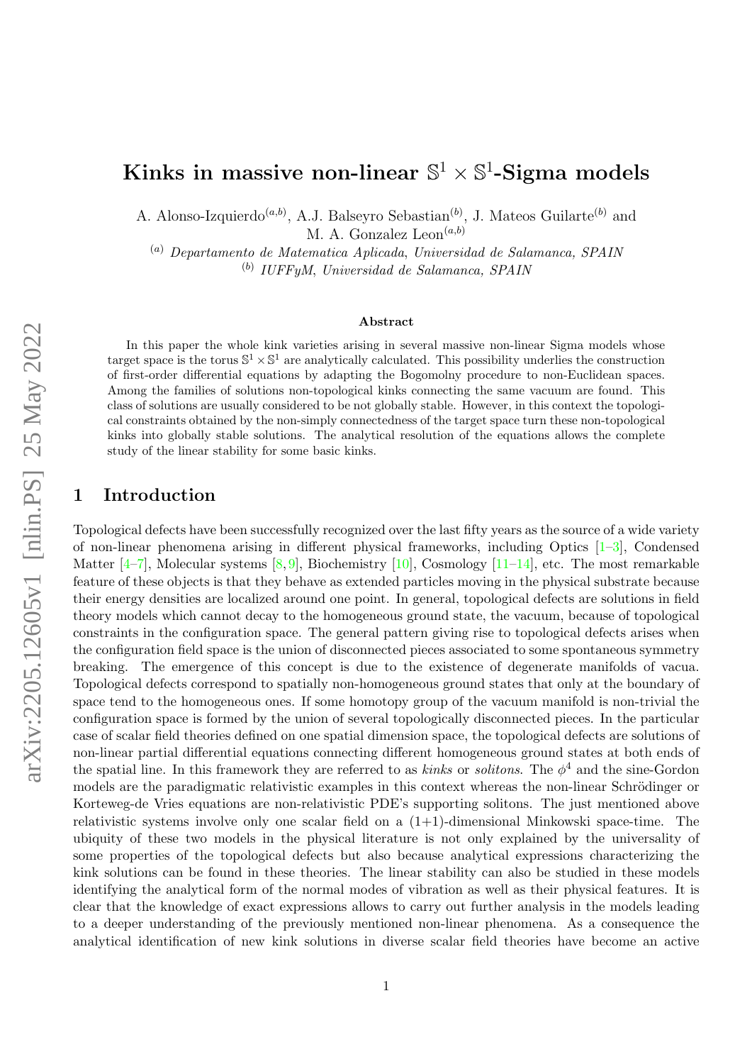# Kinks in massive non-linear $\mathbb{S}^1 \times \mathbb{S}^1$-Sigma models

A. Alonso-Izquierdo[(a,b)], A.J. Balseyro Sebastian[(b)], J. Mateos Guilarte[(b)] and M. A. Gonzalez Leon[(a,b)]

[(a)] *Departamento de Matematica Aplicada, Universidad de Salamanca, SPAIN*

[(b)] *IUFFyM, Universidad de Salamanca, SPAIN*

## Abstract

In this paper the whole kink varieties arising in several massive non-linear Sigma models whose target space is the torus $\mathbb{S}^1 \times \mathbb{S}^1$ are analytically calculated. This possibility underlies the construction of first-order differential equations by adapting the Bogomolny procedure to non-Euclidean spaces. Among the families of solutions non-topological kinks connecting the same vacuum are found. This class of solutions are usually considered to be not globally stable. However, in this context the topological constraints obtained by the non-simply connectedness of the target space turn these non-topological kinks into globally stable solutions. The analytical resolution of the equations allows the complete study of the linear stability for some basic kinks.

## 1 Introduction

Topological defects have been successfully recognized over the last fifty years as the source of a wide variety of non-linear phenomena arising in different physical frameworks, including Optics [1–3], Condensed Matter [4–7], Molecular systems [8,9], Biochemistry [10], Cosmology [11–14], etc. The most remarkable feature of these objects is that they behave as extended particles moving in the physical substrate because their energy densities are localized around one point. In general, topological defects are solutions in field theory models which cannot decay to the homogeneous ground state, the vacuum, because of topological constraints in the configuration space. The general pattern giving rise to topological defects arises when the configuration field space is the union of disconnected pieces associated to some spontaneous symmetry breaking. The emergence of this concept is due to the existence of degenerate manifolds of vacua. Topological defects correspond to spatially non-homogeneous ground states that only at the boundary of space tend to the homogeneous ones. If some homotopy group of the vacuum manifold is non-trivial the configuration space is formed by the union of several topologically disconnected pieces. In the particular case of scalar field theories defined on one spatial dimension space, the topological defects are solutions of non-linear partial differential equations connecting different homogeneous ground states at both ends of the spatial line. In this framework they are referred to as *kinks* or *solitons*. The $\phi^4$ and the sine-Gordon models are the paradigmatic relativistic examples in this context whereas the non-linear Schrödinger or Korteweg-de Vries equations are non-relativistic PDE's supporting solitons. The just mentioned above relativistic systems involve only one scalar field on a (1+1)-dimensional Minkowski space-time. The ubiquity of these two models in the physical literature is not only explained by the universality of some properties of the topological defects but also because analytical expressions characterizing the kink solutions can be found in these theories. The linear stability can also be studied in these models identifying the analytical form of the normal modes of vibration as well as their physical features. It is clear that the knowledge of exact expressions allows to carry out further analysis in the models leading to a deeper understanding of the previously mentioned non-linear phenomena. As a consequence the analytical identification of new kink solutions in diverse scalar field theories have become an active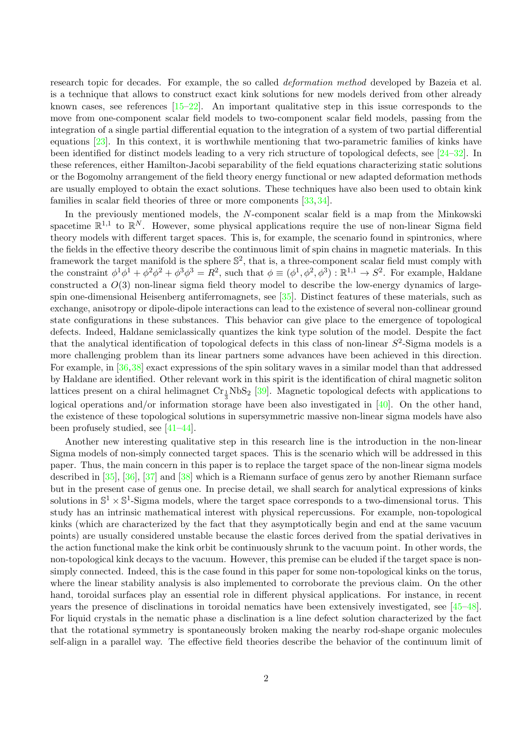research topic for decades. For example, the so called *deformation method* developed by Bazeia et al. is a technique that allows to construct exact kink solutions for new models derived from other already known cases, see references [15–22]. An important qualitative step in this issue corresponds to the move from one-component scalar field models to two-component scalar field models, passing from the integration of a single partial differential equation to the integration of a system of two partial differential equations [23]. In this context, it is worthwhile mentioning that two-parametric families of kinks have been identified for distinct models leading to a very rich structure of topological defects, see [24–32]. In these references, either Hamilton-Jacobi separability of the field equations characterizing static solutions or the Bogomolny arrangement of the field theory energy functional or new adapted deformation methods are usually employed to obtain the exact solutions. These techniques have also been used to obtain kink families in scalar field theories of three or more components [33, 34].

In the previously mentioned models, the $N$-component scalar field is a map from the Minkowski spacetime $\mathbb{R}^{1,1}$ to $\mathbb{R}^N$. However, some physical applications require the use of non-linear Sigma field theory models with different target spaces. This is, for example, the scenario found in spintronics, where the fields in the effective theory describe the continuous limit of spin chains in magnetic materials. In this framework the target manifold is the sphere $\mathbb{S}^2$, that is, a three-component scalar field must comply with the constraint $\phi^1\phi^1 + \phi^2\phi^2 + \phi^3\phi^3 = R^2$, such that $\phi \equiv (\phi^1, \phi^2, \phi^3) : \mathbb{R}^{1,1} \to S^2$. For example, Haldane constructed a $O(3)$ non-linear sigma field theory model to describe the low-energy dynamics of large-spin one-dimensional Heisenberg antiferromagnets, see [35]. Distinct features of these materials, such as exchange, anisotropy or dipole-dipole interactions can lead to the existence of several non-collinear ground state configurations in these substances. This behavior can give place to the emergence of topological defects. Indeed, Haldane semiclassically quantizes the kink type solution of the model. Despite the fact that the analytical identification of topological defects in this class of non-linear $S^2$-Sigma models is a more challenging problem than its linear partners some advances have been achieved in this direction. For example, in [36, 38] exact expressions of the spin solitary waves in a similar model than that addressed by Haldane are identified. Other relevant work in this spirit is the identification of chiral magnetic soliton lattices present on a chiral helimagnet $Cr_{\frac{1}{3}}NbS_2$ [39]. Magnetic topological defects with applications to logical operations and/or information storage have been also investigated in [40]. On the other hand, the existence of these topological solutions in supersymmetric massive non-linear sigma models have also been profusely studied, see [41–44].

Another new interesting qualitative step in this research line is the introduction in the non-linear Sigma models of non-simply connected target spaces. This is the scenario which will be addressed in this paper. Thus, the main concern in this paper is to replace the target space of the non-linear sigma models described in [35], [36], [37] and [38] which is a Riemann surface of genus zero by another Riemann surface but in the present case of genus one. In precise detail, we shall search for analytical expressions of kinks solutions in $\mathbb{S}^1 \times \mathbb{S}^1$-Sigma models, where the target space corresponds to a two-dimensional torus. This study has an intrinsic mathematical interest with physical repercussions. For example, non-topological kinks (which are characterized by the fact that they asymptotically begin and end at the same vacuum points) are usually considered unstable because the elastic forces derived from the spatial derivatives in the action functional make the kink orbit be continuously shrunk to the vacuum point. In other words, the non-topological kink decays to the vacuum. However, this premise can be eluded if the target space is non-simply connected. Indeed, this is the case found in this paper for some non-topological kinks on the torus, where the linear stability analysis is also implemented to corroborate the previous claim. On the other hand, toroidal surfaces play an essential role in different physical applications. For instance, in recent years the presence of disclinations in toroidal nematics have been extensively investigated, see [45–48]. For liquid crystals in the nematic phase a disclination is a line defect solution characterized by the fact that the rotational symmetry is spontaneously broken making the nearby rod-shape organic molecules self-align in a parallel way. The effective field theories describe the behavior of the continuum limit of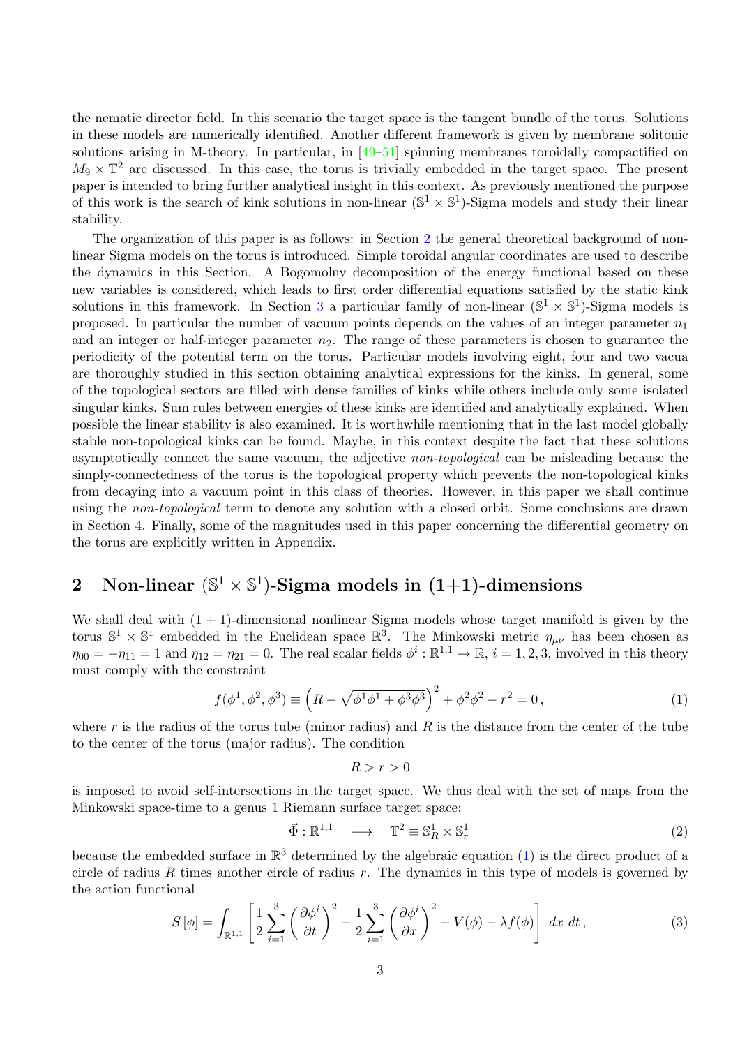the nematic director field. In this scenario the target space is the tangent bundle of the torus. Solutions in these models are numerically identified. Another different framework is given by membrane solitonic solutions arising in M-theory. In particular, in [49–51] spinning membranes toroidally compactified on $M_9 \times \mathbb{T}^2$ are discussed. In this case, the torus is trivially embedded in the target space. The present paper is intended to bring further analytical insight in this context. As previously mentioned the purpose of this work is the search of kink solutions in non-linear $(\mathbb{S}^1 \times \mathbb{S}^1)$-Sigma models and study their linear stability.

The organization of this paper is as follows: in Section 2 the general theoretical background of non-linear Sigma models on the torus is introduced. Simple toroidal angular coordinates are used to describe the dynamics in this Section. A Bogomolny decomposition of the energy functional based on these new variables is considered, which leads to first order differential equations satisfied by the static kink solutions in this framework. In Section 3 a particular family of non-linear $(\mathbb{S}^1 \times \mathbb{S}^1)$-Sigma models is proposed. In particular the number of vacuum points depends on the values of an integer parameter $n_1$ and an integer or half-integer parameter $n_2$. The range of these parameters is chosen to guarantee the periodicity of the potential term on the torus. Particular models involving eight, four and two vacua are thoroughly studied in this section obtaining analytical expressions for the kinks. In general, some of the topological sectors are filled with dense families of kinks while others include only some isolated singular kinks. Sum rules between energies of these kinks are identified and analytically explained. When possible the linear stability is also examined. It is worthwhile mentioning that in the last model globally stable non-topological kinks can be found. Maybe, in this context despite the fact that these solutions asymptotically connect the same vacuum, the adjective *non-topological* can be misleading because the simply-connectedness of the torus is the topological property which prevents the non-topological kinks from decaying into a vacuum point in this class of theories. However, in this paper we shall continue using the *non-topological* term to denote any solution with a closed orbit. Some conclusions are drawn in Section 4. Finally, some of the magnitudes used in this paper concerning the differential geometry on the torus are explicitly written in Appendix.

## 2 Non-linear $(\mathbb{S}^1 \times \mathbb{S}^1)$-Sigma models in (1+1)-dimensions

We shall deal with $(1+1)$-dimensional nonlinear Sigma models whose target manifold is given by the torus $\mathbb{S}^1 \times \mathbb{S}^1$ embedded in the Euclidean space $\mathbb{R}^3$. The Minkowski metric $\eta_{\mu\nu}$ has been chosen as $\eta_{00} = -\eta_{11} = 1$ and $\eta_{12} = \eta_{21} = 0$. The real scalar fields $\phi^i : \mathbb{R}^{1,1} \to \mathbb{R}$, $i = 1, 2, 3$, involved in this theory must comply with the constraint

$$f(\phi^1, \phi^2, \phi^3) \equiv \left( R - \sqrt{\phi^1\phi^1 + \phi^3\phi^3} \right)^2 + \phi^2\phi^2 - r^2 = 0\,, \tag{1}$$

where $r$ is the radius of the torus tube (minor radius) and $R$ is the distance from the center of the tube to the center of the torus (major radius). The condition

$$R > r > 0$$

is imposed to avoid self-intersections in the target space. We thus deal with the set of maps from the Minkowski space-time to a genus 1 Riemann surface target space:

$$\vec{\Phi} : \mathbb{R}^{1,1} \quad \longrightarrow \quad \mathbb{T}^2 \equiv \mathbb{S}^1_R \times \mathbb{S}^1_r \tag{2}$$

because the embedded surface in $\mathbb{R}^3$ determined by the algebraic equation (1) is the direct product of a circle of radius $R$ times another circle of radius $r$. The dynamics in this type of models is governed by the action functional

$$S\left[\phi\right] = \int_{\mathbb{R}^{1,1}} \left[ \frac{1}{2} \sum_{i=1}^{3} \left( \frac{\partial \phi^i}{\partial t} \right)^2 - \frac{1}{2} \sum_{i=1}^{3} \left( \frac{\partial \phi^i}{\partial x} \right)^2 - V(\phi) - \lambda f(\phi) \right] \, dx \; dt\,, \tag{3}$$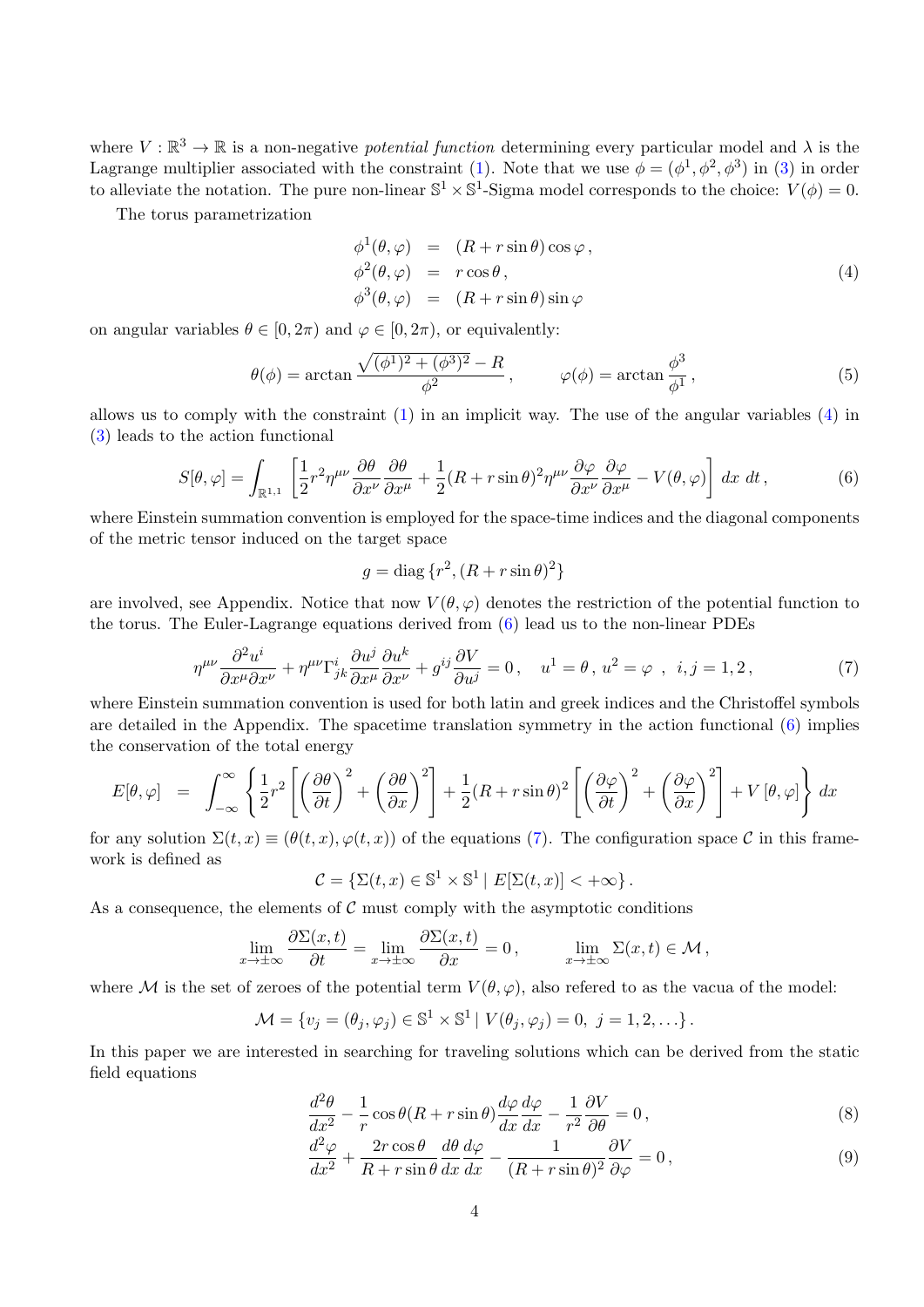where $V : \mathbb{R}^3 \to \mathbb{R}$ is a non-negative *potential function* determining every particular model and $\lambda$ is the Lagrange multiplier associated with the constraint (1). Note that we use $\phi = (\phi^1, \phi^2, \phi^3)$ in (3) in order to alleviate the notation. The pure non-linear $\mathbb{S}^1 \times \mathbb{S}^1$-Sigma model corresponds to the choice: $V(\phi) = 0$.

The torus parametrization

$$
\begin{aligned}
\phi^1(\theta, \varphi) &= (R + r\sin\theta)\cos\varphi\,, \\
\phi^2(\theta, \varphi) &= r\cos\theta\,, \\
\phi^3(\theta, \varphi) &= (R + r\sin\theta)\sin\varphi
\end{aligned}
\tag{4}
$$

on angular variables $\theta \in [0, 2\pi)$ and $\varphi \in [0, 2\pi)$, or equivalently:

$$
\theta(\phi) = \arctan\frac{\sqrt{(\phi^1)^2 + (\phi^3)^2} - R}{\phi^2}\,, \qquad \varphi(\phi) = \arctan\frac{\phi^3}{\phi^1}\,, \tag{5}
$$

allows us to comply with the constraint (1) in an implicit way. The use of the angular variables (4) in (3) leads to the action functional

$$
S[\theta, \varphi] = \int_{\mathbb{R}^{1,1}} \left[\frac{1}{2} r^2 \eta^{\mu\nu} \frac{\partial\theta}{\partial x^\nu}\frac{\partial\theta}{\partial x^\mu} + \frac{1}{2}(R + r\sin\theta)^2 \eta^{\mu\nu}\frac{\partial\varphi}{\partial x^\nu}\frac{\partial\varphi}{\partial x^\mu} - V(\theta, \varphi)\right] dx\; dt\,, \tag{6}
$$

where Einstein summation convention is employed for the space-time indices and the diagonal components of the metric tensor induced on the target space

$$
g = \mathrm{diag}\,\{r^2, (R + r\sin\theta)^2\}
$$

are involved, see Appendix. Notice that now $V(\theta, \varphi)$ denotes the restriction of the potential function to the torus. The Euler-Lagrange equations derived from (6) lead us to the non-linear PDEs

$$
\eta^{\mu\nu}\frac{\partial^2 u^i}{\partial x^\mu \partial x^\nu} + \eta^{\mu\nu}\Gamma^i_{jk}\frac{\partial u^j}{\partial x^\mu}\frac{\partial u^k}{\partial x^\nu} + g^{ij}\frac{\partial V}{\partial u^j} = 0\,, \quad u^1 = \theta\,,\, u^2 = \varphi \;\;,\;\; i, j = 1, 2\,, \tag{7}
$$

where Einstein summation convention is used for both latin and greek indices and the Christoffel symbols are detailed in the Appendix. The spacetime translation symmetry in the action functional (6) implies the conservation of the total energy

$$
E[\theta, \varphi] \;\; = \;\; \int_{-\infty}^{\infty} \left\{ \frac{1}{2} r^2 \left[ \left(\frac{\partial\theta}{\partial t}\right)^2 + \left(\frac{\partial\theta}{\partial x}\right)^2 \right] + \frac{1}{2}(R + r\sin\theta)^2 \left[ \left(\frac{\partial\varphi}{\partial t}\right)^2 + \left(\frac{\partial\varphi}{\partial x}\right)^2 \right] + V\left[\theta, \varphi\right] \right\} dx
$$

for any solution $\Sigma(t, x) \equiv (\theta(t, x), \varphi(t, x))$ of the equations (7). The configuration space $\mathcal{C}$ in this framework is defined as

$$
\mathcal{C} = \{\Sigma(t, x) \in \mathbb{S}^1 \times \mathbb{S}^1 \mid E[\Sigma(t, x)] < +\infty\}\,.
$$

As a consequence, the elements of $\mathcal{C}$ must comply with the asymptotic conditions

$$
\lim_{x\to\pm\infty} \frac{\partial\Sigma(x, t)}{\partial t} = \lim_{x\to\pm\infty} \frac{\partial\Sigma(x, t)}{\partial x} = 0\,, \qquad \lim_{x\to\pm\infty} \Sigma(x, t) \in \mathcal{M}\,,
$$

where $\mathcal{M}$ is the set of zeroes of the potential term $V(\theta, \varphi)$, also refered to as the vacua of the model:

$$
\mathcal{M} = \{v_j = (\theta_j, \varphi_j) \in \mathbb{S}^1 \times \mathbb{S}^1 \mid V(\theta_j, \varphi_j) = 0,\; j = 1, 2, \ldots\}\,.
$$

In this paper we are interested in searching for traveling solutions which can be derived from the static field equations

$$
\frac{d^2\theta}{dx^2} - \frac{1}{r}\cos\theta(R + r\sin\theta)\frac{d\varphi}{dx}\frac{d\varphi}{dx} - \frac{1}{r^2}\frac{\partial V}{\partial\theta} = 0\,, \tag{8}
$$

$$
\frac{d^2\varphi}{dx^2} + \frac{2r\cos\theta}{R + r\sin\theta}\frac{d\theta}{dx}\frac{d\varphi}{dx} - \frac{1}{(R + r\sin\theta)^2}\frac{\partial V}{\partial\varphi} = 0\,, \tag{9}
$$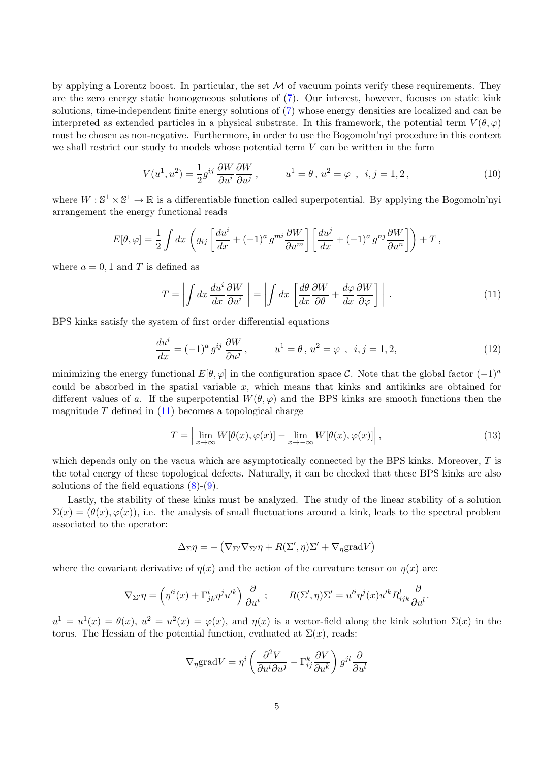by applying a Lorentz boost. In particular, the set $\mathcal{M}$ of vacuum points verify these requirements. They are the zero energy static homogeneous solutions of (7). Our interest, however, focuses on static kink solutions, time-independent finite energy solutions of (7) whose energy densities are localized and can be interpreted as extended particles in a physical substrate. In this framework, the potential term $V(\theta,\varphi)$ must be chosen as non-negative. Furthermore, in order to use the Bogomoln'nyi procedure in this context we shall restrict our study to models whose potential term $V$ can be written in the form

$$V(u^1,u^2) = \frac{1}{2} g^{ij}\, \frac{\partial W}{\partial u^i}\frac{\partial W}{\partial u^j}\,, \qquad u^1=\theta\,,\, u^2=\varphi \;\;,\;\; i,j=1,2\,, \tag{10}$$

where $W:\mathbb{S}^1\times\mathbb{S}^1\to\mathbb{R}$ is a differentiable function called superpotential. By applying the Bogomoln'nyi arrangement the energy functional reads

$$E[\theta,\varphi] = \frac{1}{2}\int dx\, \left( g_{ij}\left[\frac{du^i}{dx} + (-1)^a\, g^{mi}\frac{\partial W}{\partial u^m}\right]\left[\frac{du^j}{dx} + (-1)^a\, g^{nj}\frac{\partial W}{\partial u^n}\right]\right) + T\,,$$

where $a=0,1$ and $T$ is defined as

$$T = \left| \int dx\, \frac{du^i}{dx}\frac{\partial W}{\partial u^i}\, \right| = \left| \int dx\, \left[ \frac{d\theta}{dx}\frac{\partial W}{\partial \theta} + \frac{d\varphi}{dx}\frac{\partial W}{\partial \varphi}\right]\, \right|\,. \tag{11}$$

BPS kinks satisfy the system of first order differential equations

$$\frac{du^i}{dx} = (-1)^a\, g^{ij}\,\frac{\partial W}{\partial u^j}\,, \qquad u^1=\theta\,,\, u^2=\varphi \;\;,\;\; i,j=1,2, \tag{12}$$

minimizing the energy functional $E[\theta,\varphi]$ in the configuration space $\mathcal{C}$. Note that the global factor $(-1)^a$ could be absorbed in the spatial variable $x$, which means that kinks and antikinks are obtained for different values of $a$. If the superpotential $W(\theta,\varphi)$ and the BPS kinks are smooth functions then the magnitude $T$ defined in (11) becomes a topological charge

$$T = \Big| \lim_{x\to\infty} W[\theta(x),\varphi(x)] - \lim_{x\to-\infty} W[\theta(x),\varphi(x)]\Big|\,, \tag{13}$$

which depends only on the vacua which are asymptotically connected by the BPS kinks. Moreover, $T$ is the total energy of these topological defects. Naturally, it can be checked that these BPS kinks are also solutions of the field equations (8)-(9).

Lastly, the stability of these kinks must be analyzed. The study of the linear stability of a solution $\Sigma(x) = (\theta(x),\varphi(x))$, i.e. the analysis of small fluctuations around a kink, leads to the spectral problem associated to the operator:

$$\Delta_\Sigma \eta = -\left(\nabla_{\Sigma'}\nabla_{\Sigma'}\eta + R(\Sigma',\eta)\Sigma' + \nabla_\eta \mathrm{grad} V\right)$$

where the covariant derivative of $\eta(x)$ and the action of the curvature tensor on $\eta(x)$ are:

$$\nabla_{\Sigma'}\eta = \left(\eta'^i(x) + \Gamma^i_{jk}\eta^j u'^k\right)\frac{\partial}{\partial u^i}\;; \qquad R(\Sigma',\eta)\Sigma' = u'^i\eta^j(x)u'^k R^l_{ijk}\frac{\partial}{\partial u^l}.$$

$u^1=u^1(x)=\theta(x)$, $u^2=u^2(x)=\varphi(x)$, and $\eta(x)$ is a vector-field along the kink solution $\Sigma(x)$ in the torus. The Hessian of the potential function, evaluated at $\Sigma(x)$, reads:

$$\nabla_\eta \mathrm{grad} V = \eta^i\left(\frac{\partial^2 V}{\partial u^i\partial u^j} - \Gamma^k_{ij}\frac{\partial V}{\partial u^k}\right) g^{jl}\frac{\partial}{\partial u^l}$$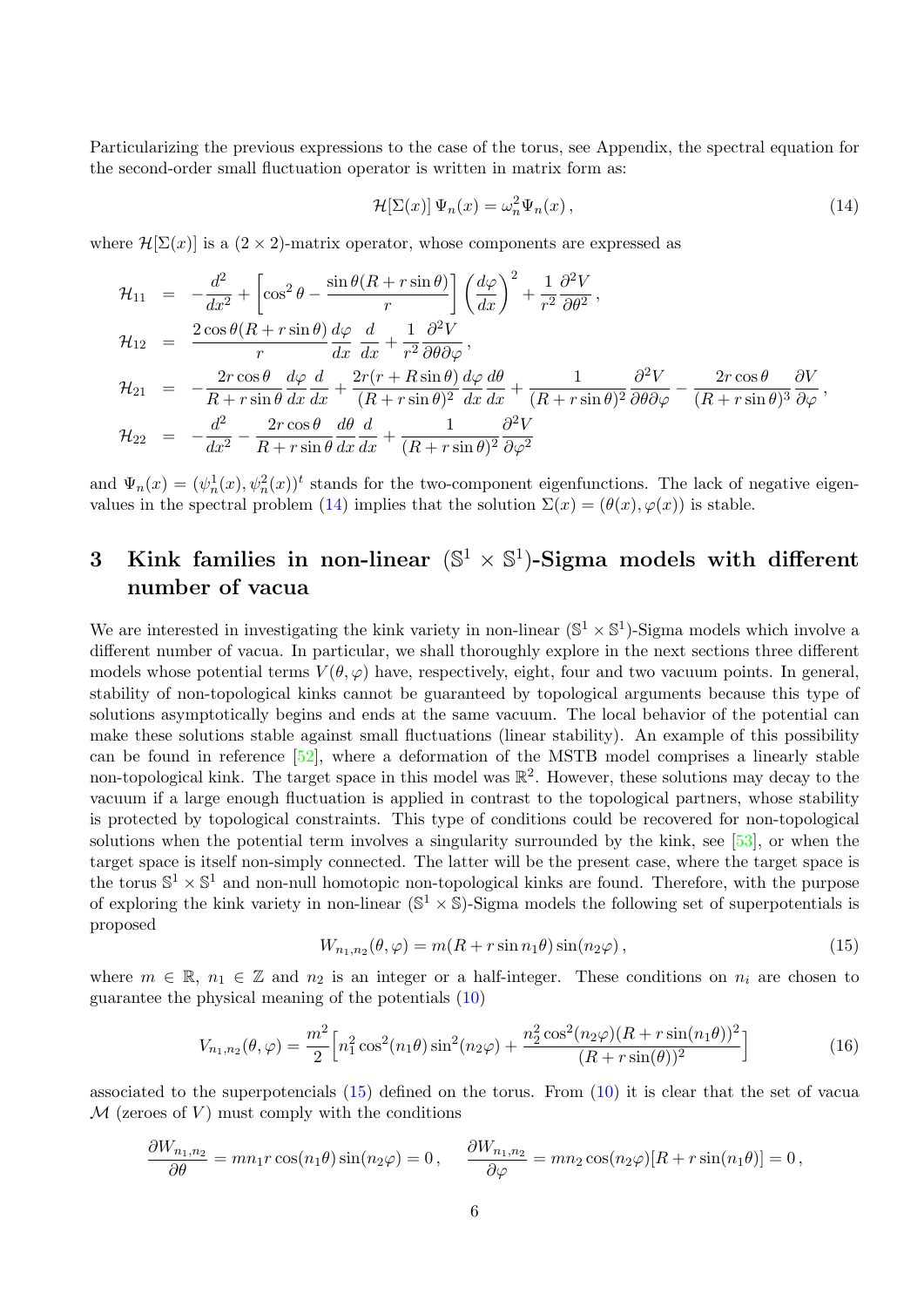Particularizing the previous expressions to the case of the torus, see Appendix, the spectral equation for the second-order small fluctuation operator is written in matrix form as:

$$\mathcal{H}[\Sigma(x)]\,\Psi_n(x) = \omega_n^2 \Psi_n(x)\,, \tag{14}$$

where $\mathcal{H}[\Sigma(x)]$ is a $(2\times 2)$-matrix operator, whose components are expressed as

$$\begin{aligned}
\mathcal{H}_{11} &= -\frac{d^2}{dx^2} + \left[\cos^2\theta - \frac{\sin\theta(R+r\sin\theta)}{r}\right]\left(\frac{d\varphi}{dx}\right)^2 + \frac{1}{r^2}\frac{\partial^2 V}{\partial\theta^2}\,,\\
\mathcal{H}_{12} &= \frac{2\cos\theta(R+r\sin\theta)}{r}\frac{d\varphi}{dx}\,\frac{d}{dx} + \frac{1}{r^2}\frac{\partial^2 V}{\partial\theta\partial\varphi}\,,\\
\mathcal{H}_{21} &= -\frac{2r\cos\theta}{R+r\sin\theta}\frac{d\varphi}{dx}\frac{d}{dx} + \frac{2r(r+R\sin\theta)}{(R+r\sin\theta)^2}\frac{d\varphi}{dx}\frac{d\theta}{dx} + \frac{1}{(R+r\sin\theta)^2}\frac{\partial^2 V}{\partial\theta\partial\varphi} - \frac{2r\cos\theta}{(R+r\sin\theta)^3}\frac{\partial V}{\partial\varphi}\,,\\
\mathcal{H}_{22} &= -\frac{d^2}{dx^2} - \frac{2r\cos\theta}{R+r\sin\theta}\frac{d\theta}{dx}\frac{d}{dx} + \frac{1}{(R+r\sin\theta)^2}\frac{\partial^2 V}{\partial\varphi^2}
\end{aligned}$$

and $\Psi_n(x) = (\psi_n^1(x), \psi_n^2(x))^t$ stands for the two-component eigenfunctions. The lack of negative eigenvalues in the spectral problem (14) implies that the solution $\Sigma(x) = (\theta(x), \varphi(x))$ is stable.

# 3 Kink families in non-linear $(\mathbb{S}^1\times\mathbb{S}^1)$-Sigma models with different number of vacua

We are interested in investigating the kink variety in non-linear $(\mathbb{S}^1\times\mathbb{S}^1)$-Sigma models which involve a different number of vacua. In particular, we shall thoroughly explore in the next sections three different models whose potential terms $V(\theta,\varphi)$ have, respectively, eight, four and two vacuum points. In general, stability of non-topological kinks cannot be guaranteed by topological arguments because this type of solutions asymptotically begins and ends at the same vacuum. The local behavior of the potential can make these solutions stable against small fluctuations (linear stability). An example of this possibility can be found in reference [52], where a deformation of the MSTB model comprises a linearly stable non-topological kink. The target space in this model was $\mathbb{R}^2$. However, these solutions may decay to the vacuum if a large enough fluctuation is applied in contrast to the topological partners, whose stability is protected by topological constraints. This type of conditions could be recovered for non-topological solutions when the potential term involves a singularity surrounded by the kink, see [53], or when the target space is itself non-simply connected. The latter will be the present case, where the target space is the torus $\mathbb{S}^1\times\mathbb{S}^1$ and non-null homotopic non-topological kinks are found. Therefore, with the purpose of exploring the kink variety in non-linear $(\mathbb{S}^1\times\mathbb{S})$-Sigma models the following set of superpotentials is proposed

$$W_{n_1,n_2}(\theta,\varphi) = m(R+r\sin n_1\theta)\sin(n_2\varphi)\,, \tag{15}$$

where $m\in\mathbb{R}$, $n_1\in\mathbb{Z}$ and $n_2$ is an integer or a half-integer. These conditions on $n_i$ are chosen to guarantee the physical meaning of the potentials (10)

$$V_{n_1,n_2}(\theta,\varphi) = \frac{m^2}{2}\Big[n_1^2\cos^2(n_1\theta)\sin^2(n_2\varphi) + \frac{n_2^2\cos^2(n_2\varphi)(R+r\sin(n_1\theta))^2}{(R+r\sin(\theta))^2}\Big] \tag{16}$$

associated to the superpotencials (15) defined on the torus. From (10) it is clear that the set of vacua $\mathcal{M}$ (zeroes of $V$) must comply with the conditions

$$\frac{\partial W_{n_1,n_2}}{\partial\theta} = mn_1 r\cos(n_1\theta)\sin(n_2\varphi) = 0\,,\qquad \frac{\partial W_{n_1,n_2}}{\partial\varphi} = mn_2\cos(n_2\varphi)[R+r\sin(n_1\theta)] = 0\,,$$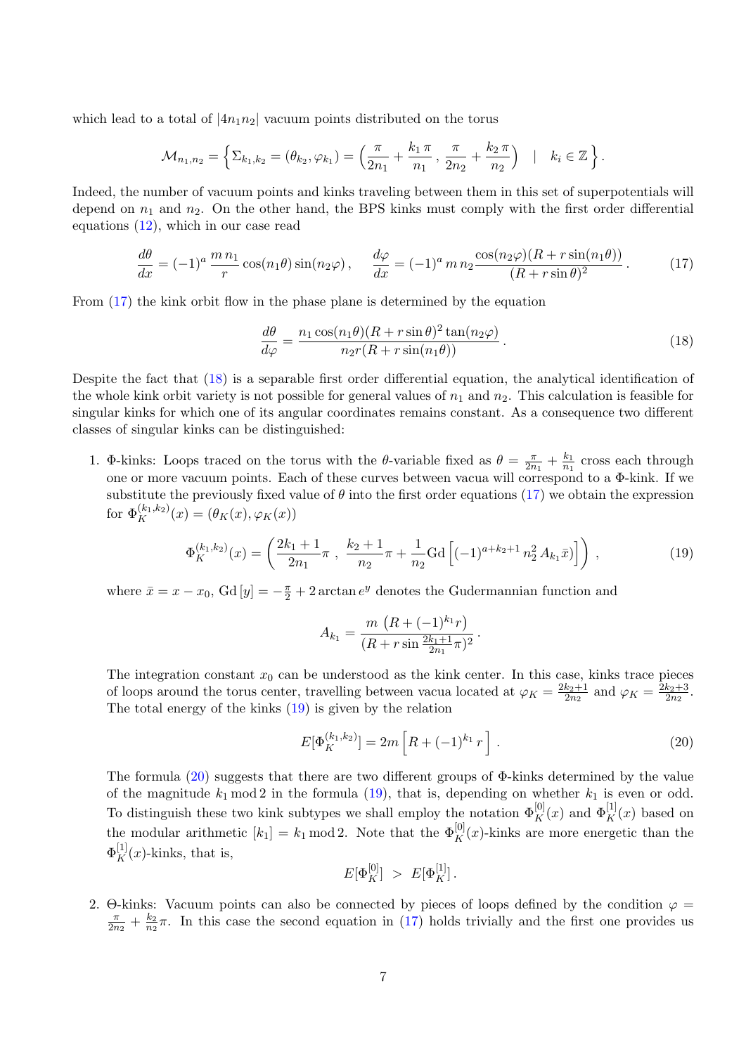which lead to a total of $|4n_1n_2|$ vacuum points distributed on the torus

$$\mathcal{M}_{n_1,n_2} = \Big\{ \Sigma_{k_1,k_2} = (\theta_{k_2}, \varphi_{k_1}) = \Big( \frac{\pi}{2n_1} + \frac{k_1\,\pi}{n_1} \, , \, \frac{\pi}{2n_2} + \frac{k_2\,\pi}{n_2} \Big) \quad | \quad k_i \in \mathbb{Z} \Big\} .$$

Indeed, the number of vacuum points and kinks traveling between them in this set of superpotentials will depend on $n_1$ and $n_2$. On the other hand, the BPS kinks must comply with the first order differential equations (12), which in our case read

$$\frac{d\theta}{dx} = (-1)^a \, \frac{m\, n_1}{r} \cos(n_1\theta)\sin(n_2\varphi)\, , \qquad \frac{d\varphi}{dx} = (-1)^a \, m\, n_2 \frac{\cos(n_2\varphi)(R + r\sin(n_1\theta))}{(R + r\sin\theta)^2} \, . \tag{17}$$

From (17) the kink orbit flow in the phase plane is determined by the equation

$$\frac{d\theta}{d\varphi} = \frac{n_1 \cos(n_1\theta)(R + r\sin\theta)^2 \tan(n_2\varphi)}{n_2 r (R + r\sin(n_1\theta))} \, . \tag{18}$$

Despite the fact that (18) is a separable first order differential equation, the analytical identification of the whole kink orbit variety is not possible for general values of $n_1$ and $n_2$. This calculation is feasible for singular kinks for which one of its angular coordinates remains constant. As a consequence two different classes of singular kinks can be distinguished:

1. $\Phi$-kinks: Loops traced on the torus with the $\theta$-variable fixed as $\theta = \frac{\pi}{2n_1} + \frac{k_1}{n_1}$ cross each through one or more vacuum points. Each of these curves between vacua will correspond to a $\Phi$-kink. If we substitute the previously fixed value of $\theta$ into the first order equations (17) we obtain the expression for $\Phi_K^{(k_1,k_2)}(x) = (\theta_K(x), \varphi_K(x))$

$$\Phi_K^{(k_1,k_2)}(x) = \left( \frac{2k_1+1}{2n_1}\pi \, , \, \frac{k_2+1}{n_2}\pi + \frac{1}{n_2} \mathrm{Gd}\left[ (-1)^{a+k_2+1} \, n_2^2 \, A_{k_1} \bar{x} \right] \right) \, , \tag{19}$$

where $\bar{x} = x - x_0$, $\mathrm{Gd}\,[y] = -\frac{\pi}{2} + 2\arctan e^y$ denotes the Gudermannian function and

$$A_{k_1} = \frac{m\,\left(R + (-1)^{k_1} r\right)}{(R + r\sin\frac{2k_1+1}{2n_1}\pi)^2} \, .$$

The integration constant $x_0$ can be understood as the kink center. In this case, kinks trace pieces of loops around the torus center, travelling between vacua located at $\varphi_K = \frac{2k_2+1}{2n_2}$ and $\varphi_K = \frac{2k_2+3}{2n_2}$. The total energy of the kinks (19) is given by the relation

$$E[\Phi_K^{(k_1,k_2)}] = 2m\left[ R + (-1)^{k_1}\, r \right] \, . \tag{20}$$

The formula (20) suggests that there are two different groups of $\Phi$-kinks determined by the value of the magnitude $k_1 \bmod 2$ in the formula (19), that is, depending on whether $k_1$ is even or odd. To distinguish these two kink subtypes we shall employ the notation $\Phi_K^{[0]}(x)$ and $\Phi_K^{[1]}(x)$ based on the modular arithmetic $[k_1] = k_1 \bmod 2$. Note that the $\Phi_K^{[0]}(x)$-kinks are more energetic than the $\Phi_K^{[1]}(x)$-kinks, that is,

$$E[\Phi_K^{[0]}] \;>\; E[\Phi_K^{[1]}] \, .$$

2. $\Theta$-kinks: Vacuum points can also be connected by pieces of loops defined by the condition $\varphi = \frac{\pi}{2n_2} + \frac{k_2}{n_2}\pi$. In this case the second equation in (17) holds trivially and the first one provides us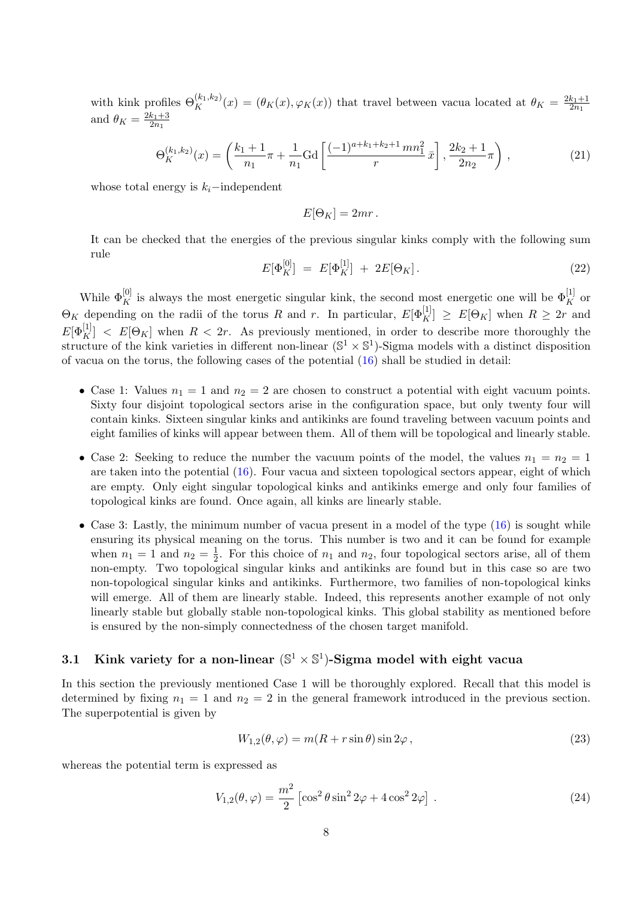with kink profiles $\Theta_K^{(k_1,k_2)}(x) = (\theta_K(x), \varphi_K(x))$ that travel between vacua located at $\theta_K = \frac{2k_1+1}{2n_1}$ and $\theta_K = \frac{2k_1+3}{2n_1}$

$$
\Theta_K^{(k_1,k_2)}(x) = \left( \frac{k_1+1}{n_1}\pi + \frac{1}{n_1}\mathrm{Gd}\left[ \frac{(-1)^{a+k_1+k_2+1}\, m n_1^2}{r}\, \bar{x} \right], \frac{2k_2+1}{2n_2}\pi \right) , \tag{21}
$$

whose total energy is $k_i-$independent

$$
E[\Theta_K] = 2mr \, .
$$

It can be checked that the energies of the previous singular kinks comply with the following sum rule

$$
E[\Phi_K^{[0]}] \ = \ E[\Phi_K^{[1]}] \ + \ 2E[\Theta_K] . \tag{22}
$$

While $\Phi_K^{[0]}$ is always the most energetic singular kink, the second most energetic one will be $\Phi_K^{[1]}$ or $\Theta_K$ depending on the radii of the torus $R$ and $r$. In particular, $E[\Phi_K^{[1]}] \geq E[\Theta_K]$ when $R \geq 2r$ and $E[\Phi_K^{[1]}] < E[\Theta_K]$ when $R < 2r$. As previously mentioned, in order to describe more thoroughly the structure of the kink varieties in different non-linear $(\mathbb{S}^1 \times \mathbb{S}^1)$-Sigma models with a distinct disposition of vacua on the torus, the following cases of the potential (16) shall be studied in detail:

- Case 1: Values $n_1 = 1$ and $n_2 = 2$ are chosen to construct a potential with eight vacuum points. Sixty four disjoint topological sectors arise in the configuration space, but only twenty four will contain kinks. Sixteen singular kinks and antikinks are found traveling between vacuum points and eight families of kinks will appear between them. All of them will be topological and linearly stable.
- Case 2: Seeking to reduce the number the vacuum points of the model, the values $n_1 = n_2 = 1$ are taken into the potential (16). Four vacua and sixteen topological sectors appear, eight of which are empty. Only eight singular topological kinks and antikinks emerge and only four families of topological kinks are found. Once again, all kinks are linearly stable.
- Case 3: Lastly, the minimum number of vacua present in a model of the type (16) is sought while ensuring its physical meaning on the torus. This number is two and it can be found for example when $n_1 = 1$ and $n_2 = \frac{1}{2}$. For this choice of $n_1$ and $n_2$, four topological sectors arise, all of them non-empty. Two topological singular kinks and antikinks are found but in this case so are two non-topological singular kinks and antikinks. Furthermore, two families of non-topological kinks will emerge. All of them are linearly stable. Indeed, this represents another example of not only linearly stable but globally stable non-topological kinks. This global stability as mentioned before is ensured by the non-simply connectedness of the chosen target manifold.

### 3.1 Kink variety for a non-linear $(\mathbb{S}^1 \times \mathbb{S}^1)$-Sigma model with eight vacua

In this section the previously mentioned Case 1 will be thoroughly explored. Recall that this model is determined by fixing $n_1 = 1$ and $n_2 = 2$ in the general framework introduced in the previous section. The superpotential is given by

$$
W_{1,2}(\theta, \varphi) = m(R + r\sin\theta)\sin 2\varphi \, , \tag{23}
$$

whereas the potential term is expressed as

$$
V_{1,2}(\theta, \varphi) = \frac{m^2}{2}\left[ \cos^2\theta \sin^2 2\varphi + 4\cos^2 2\varphi \right] \, . \tag{24}
$$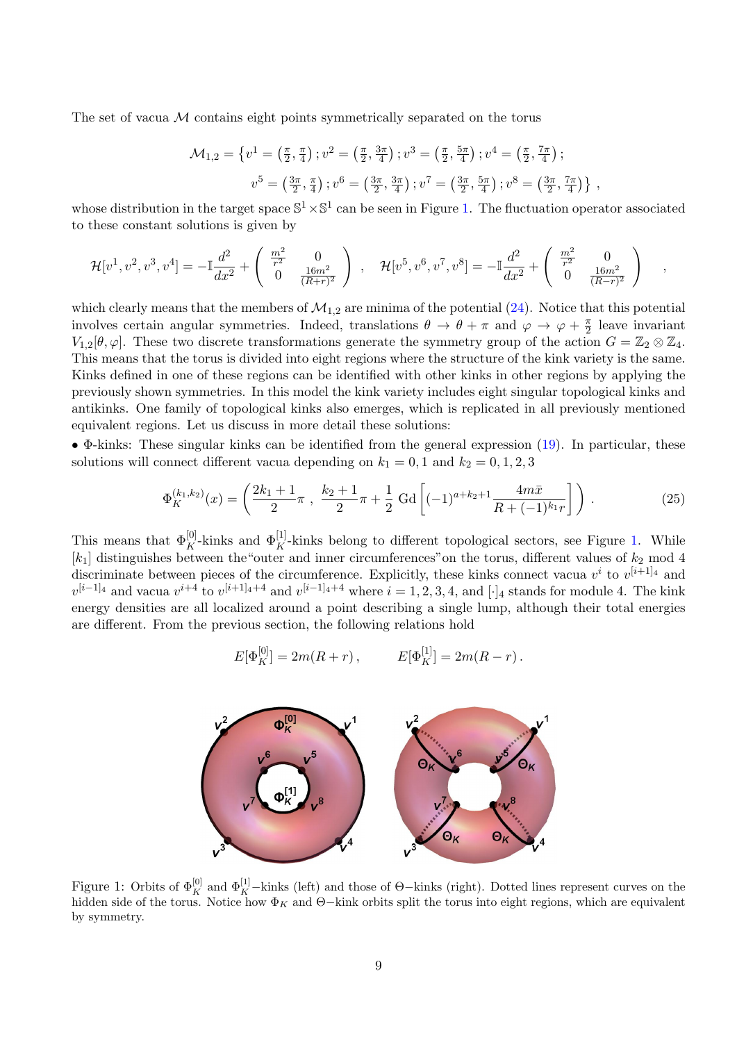The set of vacua $\mathcal{M}$ contains eight points symmetrically separated on the torus

$$
\mathcal{M}_{1,2} = \left\{ v^1 = \left(\tfrac{\pi}{2}, \tfrac{\pi}{4}\right); v^2 = \left(\tfrac{\pi}{2}, \tfrac{3\pi}{4}\right); v^3 = \left(\tfrac{\pi}{2}, \tfrac{5\pi}{4}\right); v^4 = \left(\tfrac{\pi}{2}, \tfrac{7\pi}{4}\right); \right.
$$

$$
\left. v^5 = \left(\tfrac{3\pi}{2}, \tfrac{\pi}{4}\right); v^6 = \left(\tfrac{3\pi}{2}, \tfrac{3\pi}{4}\right); v^7 = \left(\tfrac{3\pi}{2}, \tfrac{5\pi}{4}\right); v^8 = \left(\tfrac{3\pi}{2}, \tfrac{7\pi}{4}\right) \right\} ,
$$

whose distribution in the target space $\mathbb{S}^1 \times \mathbb{S}^1$ can be seen in Figure 1. The fluctuation operator associated to these constant solutions is given by

$$
\mathcal{H}[v^1, v^2, v^3, v^4] = -\mathbb{I}\frac{d^2}{dx^2} + \begin{pmatrix} \frac{m^2}{r^2} & 0 \\ 0 & \frac{16m^2}{(R+r)^2} \end{pmatrix} \quad , \quad \mathcal{H}[v^5, v^6, v^7, v^8] = -\mathbb{I}\frac{d^2}{dx^2} + \begin{pmatrix} \frac{m^2}{r^2} & 0 \\ 0 & \frac{16m^2}{(R-r)^2} \end{pmatrix} \quad ,
$$

which clearly means that the members of $\mathcal{M}_{1,2}$ are minima of the potential (24). Notice that this potential involves certain angular symmetries. Indeed, translations $\theta \to \theta + \pi$ and $\varphi \to \varphi + \frac{\pi}{2}$ leave invariant $V_{1,2}[\theta, \varphi]$. These two discrete transformations generate the symmetry group of the action $G = \mathbb{Z}_2 \otimes \mathbb{Z}_4$. This means that the torus is divided into eight regions where the structure of the kink variety is the same. Kinks defined in one of these regions can be identified with other kinks in other regions by applying the previously shown symmetries. In this model the kink variety includes eight singular topological kinks and antikinks. One family of topological kinks also emerges, which is replicated in all previously mentioned equivalent regions. Let us discuss in more detail these solutions:

• $\Phi$-kinks: These singular kinks can be identified from the general expression (19). In particular, these solutions will connect different vacua depending on $k_1 = 0, 1$ and $k_2 = 0, 1, 2, 3$

$$
\Phi_K^{(k_1,k_2)}(x) = \left( \frac{2k_1+1}{2}\pi \, , \, \frac{k_2+1}{2}\pi + \frac{1}{2}\,\mathrm{Gd}\left[ (-1)^{a+k_2+1} \frac{4m\bar{x}}{R+(-1)^{k_1} r} \right] \right) . \tag{25}
$$

This means that $\Phi_K^{[0]}$-kinks and $\Phi_K^{[1]}$-kinks belong to different topological sectors, see Figure 1. While $[k_1]$ distinguishes between the"outer and inner circumferences"on the torus, different values of $k_2$ mod 4 discriminate between pieces of the circumference. Explicitly, these kinks connect vacua $v^i$ to $v^{[i+1]_4}$ and $v^{[i-1]_4}$ and vacua $v^{i+4}$ to $v^{[i+1]_4+4}$ and $v^{[i-1]_4+4}$ where $i = 1, 2, 3, 4$, and $[\cdot]_4$ stands for module 4. The kink energy densities are all localized around a point describing a single lump, although their total energies are different. From the previous section, the following relations hold

$$
E[\Phi_K^{[0]}] = 2m(R+r) \, , \qquad E[\Phi_K^{[1]}] = 2m(R-r) \, .
$$

Figure 1: Orbits of $\Phi_K^{[0]}$ and $\Phi_K^{[1]}$−kinks (left) and those of $\Theta$−kinks (right). Dotted lines represent curves on the hidden side of the torus. Notice how $\Phi_K$ and $\Theta$−kink orbits split the torus into eight regions, which are equivalent by symmetry.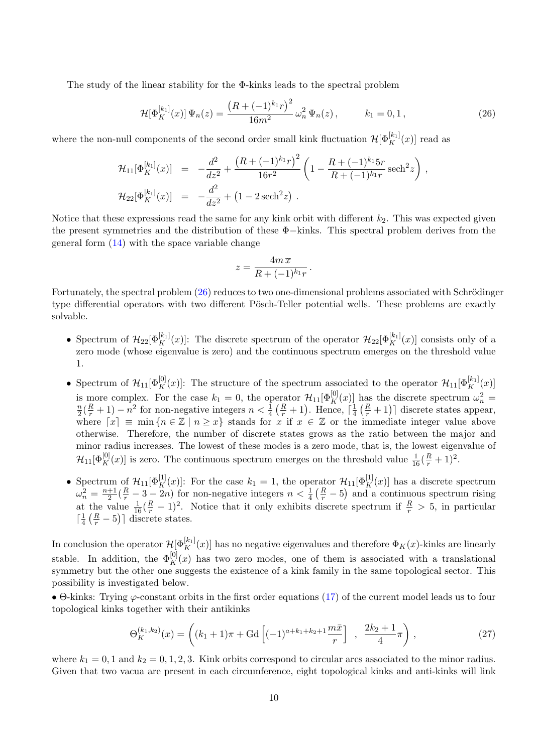The study of the linear stability for the Φ-kinks leads to the spectral problem

$$\mathcal{H}[\Phi_K^{[k_1]}(x)]\,\Psi_n(z) = \frac{\left(R+(-1)^{k_1}r\right)^2}{16m^2}\,\omega_n^2\,\Psi_n(z)\,, \qquad k_1 = 0,1\,, \tag{26}$$

where the non-null components of the second order small kink fluctuation $\mathcal{H}[\Phi_K^{[k_1]}(x)]$ read as

$$\begin{aligned}
\mathcal{H}_{11}[\Phi_K^{[k_1]}(x)] &= -\frac{d^2}{dz^2} + \frac{\left(R+(-1)^{k_1}r\right)^2}{16r^2}\left(1 - \frac{R+(-1)^{k_1}5r}{R+(-1)^{k_1}r}\,\mathrm{sech}^2 z\right)\,,\\
\mathcal{H}_{22}[\Phi_K^{[k_1]}(x)] &= -\frac{d^2}{dz^2} + \left(1 - 2\,\mathrm{sech}^2 z\right)\,.
\end{aligned}$$

Notice that these expressions read the same for any kink orbit with different $k_2$. This was expected given the present symmetries and the distribution of these Φ−kinks. This spectral problem derives from the general form (14) with the space variable change

$$z = \frac{4m\,\overline{x}}{R+(-1)^{k_1}r}\,.$$

Fortunately, the spectral problem (26) reduces to two one-dimensional problems associated with Schrödinger type differential operators with two different Pösch-Teller potential wells. These problems are exactly solvable.

- Spectrum of $\mathcal{H}_{22}[\Phi_K^{[k_1]}(x)]$: The discrete spectrum of the operator $\mathcal{H}_{22}[\Phi_K^{[k_1]}(x)]$ consists only of a zero mode (whose eigenvalue is zero) and the continuous spectrum emerges on the threshold value 1.
- Spectrum of $\mathcal{H}_{11}[\Phi_K^{[0]}(x)]$: The structure of the spectrum associated to the operator $\mathcal{H}_{11}[\Phi_K^{[k_1]}(x)]$ is more complex. For the case $k_1 = 0$, the operator $\mathcal{H}_{11}[\Phi_K^{[0]}(x)]$ has the discrete spectrum $\omega_n^2 = \frac{n}{2}(\frac{R}{r}+1) - n^2$ for non-negative integers $n < \frac{1}{4}\left(\frac{R}{r}+1\right)$. Hence, $\lceil\frac{1}{4}\left(\frac{R}{r}+1\right)\rceil$ discrete states appear, where $\lceil x\rceil \equiv \min\{n\in\mathbb{Z}\mid n\geq x\}$ stands for $x$ if $x\in\mathbb{Z}$ or the immediate integer value above otherwise. Therefore, the number of discrete states grows as the ratio between the major and minor radius increases. The lowest of these modes is a zero mode, that is, the lowest eigenvalue of $\mathcal{H}_{11}[\Phi_K^{[0]}(x)]$ is zero. The continuous spectrum emerges on the threshold value $\frac{1}{16}(\frac{R}{r}+1)^2$.
- Spectrum of $\mathcal{H}_{11}[\Phi_K^{[1]}(x)]$: For the case $k_1 = 1$, the operator $\mathcal{H}_{11}[\Phi_K^{[1]}(x)]$ has a discrete spectrum $\omega_n^2 = \frac{n+1}{2}(\frac{R}{r} - 3 - 2n)$ for non-negative integers $n < \frac{1}{4}\left(\frac{R}{r}-5\right)$ and a continuous spectrum rising at the value $\frac{1}{16}(\frac{R}{r}-1)^2$. Notice that it only exhibits discrete spectrum if $\frac{R}{r} > 5$, in particular $\lceil\frac{1}{4}\left(\frac{R}{r}-5\right)\rceil$ discrete states.

In conclusion the operator $\mathcal{H}[\Phi_K^{[k_1]}(x)]$ has no negative eigenvalues and therefore $\Phi_K(x)$-kinks are linearly stable. In addition, the $\Phi_K^{[0]}(x)$ has two zero modes, one of them is associated with a translational symmetry but the other one suggests the existence of a kink family in the same topological sector. This possibility is investigated below.

• Θ-kinks: Trying $\varphi$-constant orbits in the first order equations (17) of the current model leads us to four topological kinks together with their antikinks

$$\Theta_K^{(k_1,k_2)}(x) = \left((k_1+1)\pi + \mathrm{Gd}\left[(-1)^{a+k_1+k_2+1}\frac{m\bar{x}}{r}\right]\;\;,\;\;\frac{2k_2+1}{4}\pi\right)\,, \tag{27}$$

where $k_1 = 0,1$ and $k_2 = 0,1,2,3$. Kink orbits correspond to circular arcs associated to the minor radius. Given that two vacua are present in each circumference, eight topological kinks and anti-kinks will link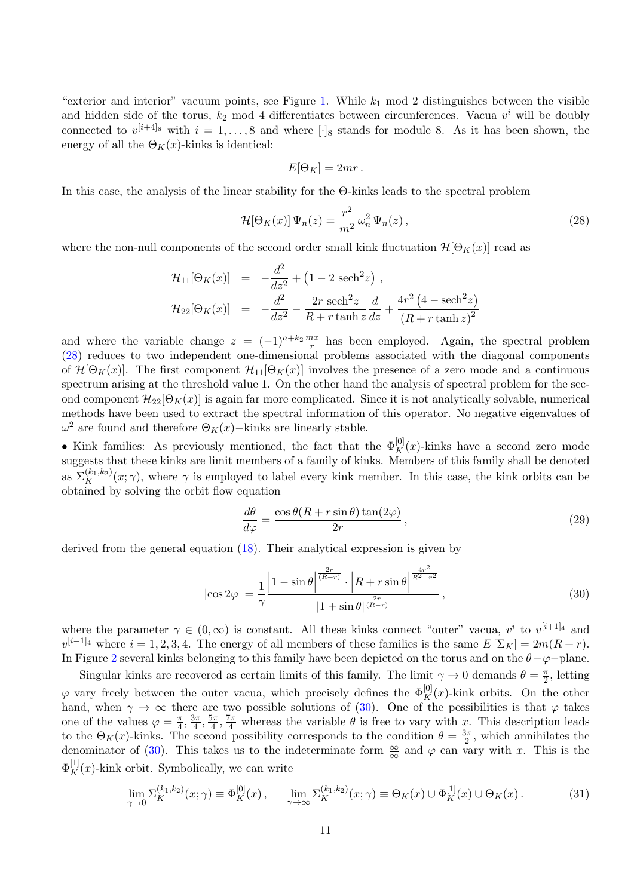"exterior and interior" vacuum points, see Figure 1. While $k_1$ mod 2 distinguishes between the visible and hidden side of the torus, $k_2$ mod 4 differentiates between circumferences. Vacua $v^i$ will be doubly connected to $v^{[i+4]_8}$ with $i = 1, \ldots, 8$ and where $[\cdot]_8$ stands for module 8. As it has been shown, the energy of all the $\Theta_K(x)$-kinks is identical:

$$E[\Theta_K] = 2mr\,.$$

In this case, the analysis of the linear stability for the $\Theta$-kinks leads to the spectral problem

$$\mathcal{H}[\Theta_K(x)]\,\Psi_n(z) = \frac{r^2}{m^2}\,\omega_n^2\,\Psi_n(z)\,, \tag{28}$$

where the non-null components of the second order small kink fluctuation $\mathcal{H}[\Theta_K(x)]$ read as

$$\begin{aligned}
\mathcal{H}_{11}[\Theta_K(x)] &= -\frac{d^2}{dz^2} + \left(1 - 2\,\mathrm{sech}^2 z\right)\,, \\
\mathcal{H}_{22}[\Theta_K(x)] &= -\frac{d^2}{dz^2} - \frac{2r\,\mathrm{sech}^2 z}{R + r\tanh z}\frac{d}{dz} + \frac{4r^2\left(4 - \mathrm{sech}^2 z\right)}{\left(R + r\tanh z\right)^2}
\end{aligned}$$

and where the variable change $z = (-1)^{a+k_2}\frac{mx}{r}$ has been employed. Again, the spectral problem (28) reduces to two independent one-dimensional problems associated with the diagonal components of $\mathcal{H}[\Theta_K(x)]$. The first component $\mathcal{H}_{11}[\Theta_K(x)]$ involves the presence of a zero mode and a continuous spectrum arising at the threshold value 1. On the other hand the analysis of spectral problem for the second component $\mathcal{H}_{22}[\Theta_K(x)]$ is again far more complicated. Since it is not analytically solvable, numerical methods have been used to extract the spectral information of this operator. No negative eigenvalues of $\omega^2$ are found and therefore $\Theta_K(x)-$kinks are linearly stable.

• Kink families: As previously mentioned, the fact that the $\Phi_K^{[0]}(x)$-kinks have a second zero mode suggests that these kinks are limit members of a family of kinks. Members of this family shall be denoted as $\Sigma_K^{(k_1,k_2)}(x;\gamma)$, where $\gamma$ is employed to label every kink member. In this case, the kink orbits can be obtained by solving the orbit flow equation

$$\frac{d\theta}{d\varphi} = \frac{\cos\theta(R + r\sin\theta)\tan(2\varphi)}{2r}\,, \tag{29}$$

derived from the general equation (18). Their analytical expression is given by

$$|\cos 2\varphi| = \frac{1}{\gamma}\frac{\left|1 - \sin\theta\right|^{\frac{2r}{(R+r)}}\cdot\left|R + r\sin\theta\right|^{\frac{4r^2}{R^2-r^2}}}{\left|1 + \sin\theta\right|^{\frac{2r}{(R-r)}}}\,, \tag{30}$$

where the parameter $\gamma \in (0,\infty)$ is constant. All these kinks connect "outer" vacua, $v^i$ to $v^{[i+1]_4}$ and $v^{[i-1]_4}$ where $i = 1,2,3,4$. The energy of all members of these families is the same $E\left[\Sigma_K\right] = 2m(R + r)$. In Figure 2 several kinks belonging to this family have been depicted on the torus and on the $\theta-\varphi-$plane.

Singular kinks are recovered as certain limits of this family. The limit $\gamma \to 0$ demands $\theta = \frac{\pi}{2}$, letting $\varphi$ vary freely between the outer vacua, which precisely defines the $\Phi_K^{[0]}(x)$-kink orbits. On the other hand, when $\gamma \to \infty$ there are two possible solutions of (30). One of the possibilities is that $\varphi$ takes one of the values $\varphi = \frac{\pi}{4}, \frac{3\pi}{4}, \frac{5\pi}{4}, \frac{7\pi}{4}$ whereas the variable $\theta$ is free to vary with $x$. This description leads to the $\Theta_K(x)$-kinks. The second possibility corresponds to the condition $\theta = \frac{3\pi}{2}$, which annihilates the denominator of (30). This takes us to the indeterminate form $\frac{\infty}{\infty}$ and $\varphi$ can vary with $x$. This is the $\Phi_K^{[1]}(x)$-kink orbit. Symbolically, we can write

$$\lim_{\gamma\to 0}\Sigma_K^{(k_1,k_2)}(x;\gamma) \equiv \Phi_K^{[0]}(x)\,, \qquad \lim_{\gamma\to\infty}\Sigma_K^{(k_1,k_2)}(x;\gamma) \equiv \Theta_K(x)\cup\Phi_K^{[1]}(x)\cup\Theta_K(x)\,. \tag{31}$$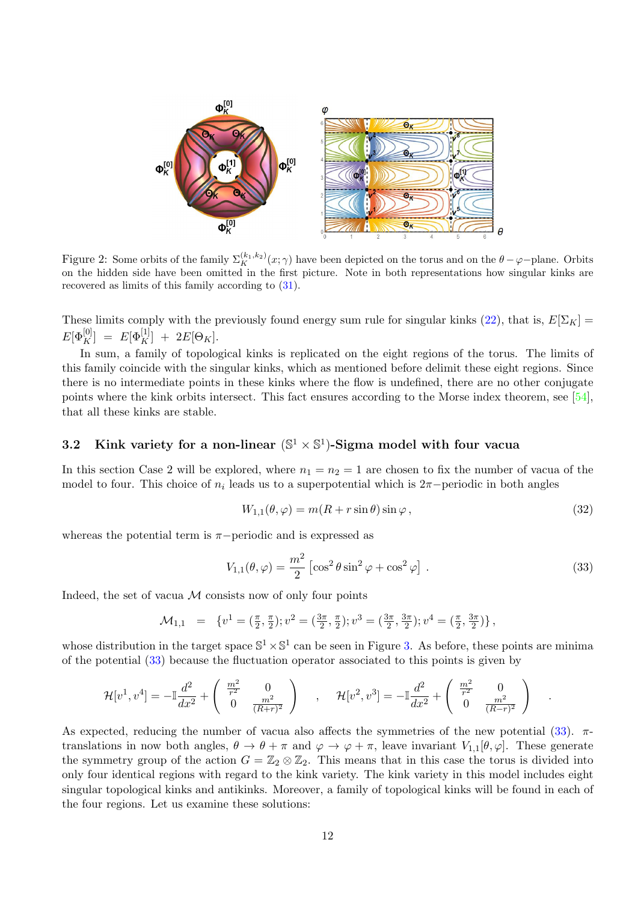Figure 2: Some orbits of the family $\Sigma_K^{(k_1,k_2)}(x;\gamma)$ have been depicted on the torus and on the $\theta-\varphi-$plane. Orbits on the hidden side have been omitted in the first picture. Note in both representations how singular kinks are recovered as limits of this family according to (31).

These limits comply with the previously found energy sum rule for singular kinks (22), that is, $E[\Sigma_K] = E[\Phi_K^{[0]}] = E[\Phi_K^{[1]}] + 2E[\Theta_K]$.

In sum, a family of topological kinks is replicated on the eight regions of the torus. The limits of this family coincide with the singular kinks, which as mentioned before delimit these eight regions. Since there is no intermediate points in these kinks where the flow is undefined, there are no other conjugate points where the kink orbits intersect. This fact ensures according to the Morse index theorem, see [54], that all these kinks are stable.

### 3.2 Kink variety for a non-linear $(\mathbb{S}^1 \times \mathbb{S}^1)$-Sigma model with four vacua

In this section Case 2 will be explored, where $n_1 = n_2 = 1$ are chosen to fix the number of vacua of the model to four. This choice of $n_i$ leads us to a superpotential which is $2\pi-$periodic in both angles

$$W_{1,1}(\theta,\varphi) = m(R + r\sin\theta)\sin\varphi\,, \tag{32}$$

whereas the potential term is $\pi-$periodic and is expressed as

$$V_{1,1}(\theta,\varphi) = \frac{m^2}{2}\left[\cos^2\theta\sin^2\varphi + \cos^2\varphi\right]\,. \tag{33}$$

Indeed, the set of vacua $\mathcal{M}$ consists now of only four points

$$\mathcal{M}_{1,1} \;\;=\;\; \{v^1 = (\tfrac{\pi}{2},\tfrac{\pi}{2}); v^2 = (\tfrac{3\pi}{2},\tfrac{\pi}{2}); v^3 = (\tfrac{3\pi}{2},\tfrac{3\pi}{2}); v^4 = (\tfrac{\pi}{2},\tfrac{3\pi}{2})\}\,,$$

whose distribution in the target space $\mathbb{S}^1\times\mathbb{S}^1$ can be seen in Figure 3. As before, these points are minima of the potential (33) because the fluctuation operator associated to this points is given by

$$\mathcal{H}[v^1,v^4] = -\mathbb{I}\frac{d^2}{dx^2} + \begin{pmatrix} \frac{m^2}{r^2} & 0 \\ 0 & \frac{m^2}{(R+r)^2}\end{pmatrix} \quad , \quad \mathcal{H}[v^2,v^3] = -\mathbb{I}\frac{d^2}{dx^2} + \begin{pmatrix} \frac{m^2}{r^2} & 0 \\ 0 & \frac{m^2}{(R-r)^2}\end{pmatrix} \quad .$$

As expected, reducing the number of vacua also affects the symmetries of the new potential (33). $\pi$-translations in now both angles, $\theta \to \theta + \pi$ and $\varphi \to \varphi + \pi$, leave invariant $V_{1,1}[\theta,\varphi]$. These generate the symmetry group of the action $G = \mathbb{Z}_2 \otimes \mathbb{Z}_2$. This means that in this case the torus is divided into only four identical regions with regard to the kink variety. The kink variety in this model includes eight singular topological kinks and antikinks. Moreover, a family of topological kinks will be found in each of the four regions. Let us examine these solutions: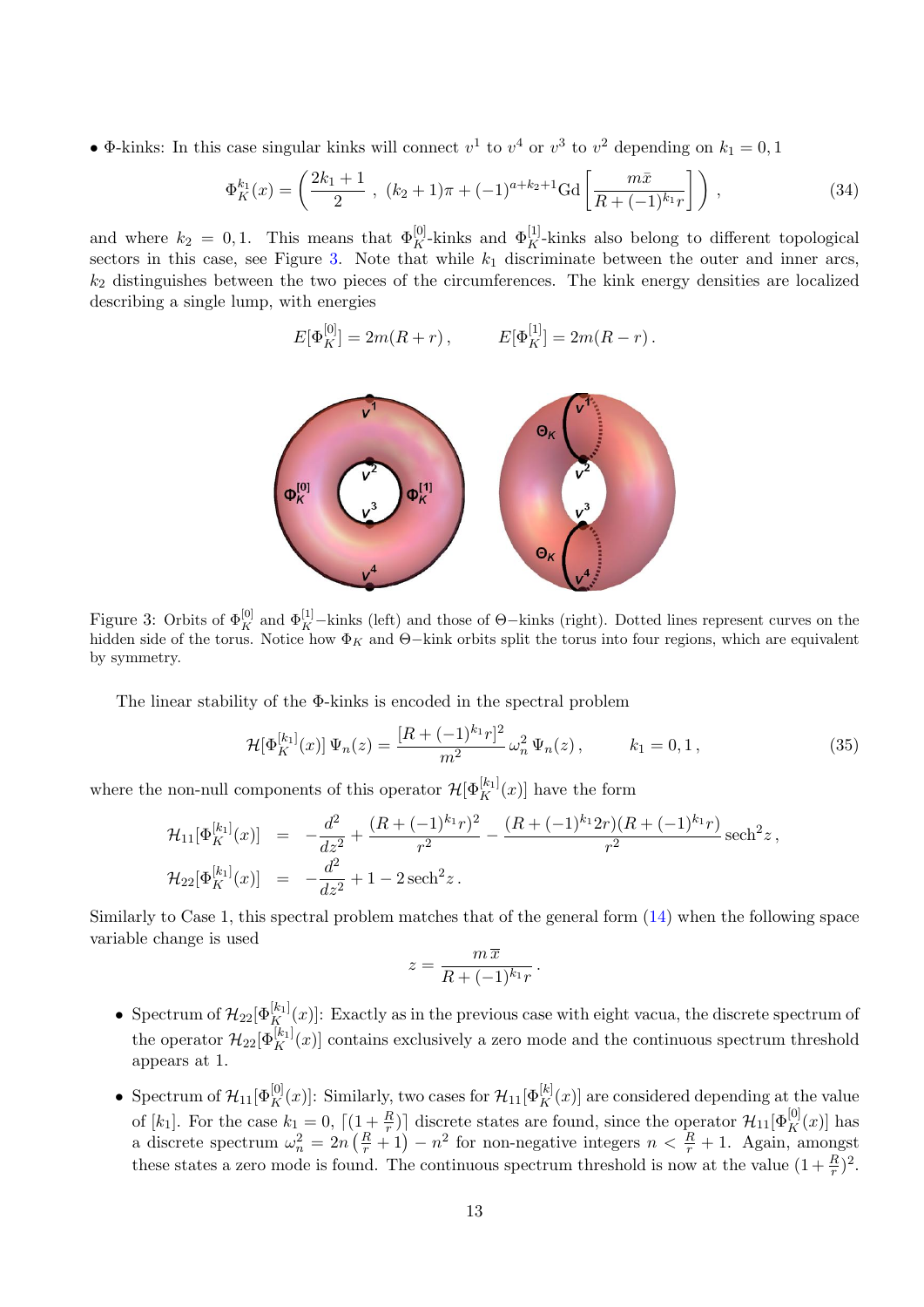• Φ-kinks: In this case singular kinks will connect $v^1$ to $v^4$ or $v^3$ to $v^2$ depending on $k_1 = 0, 1$

$$
\Phi_K^{k_1}(x) = \left( \frac{2k_1+1}{2} \; , \; (k_2+1)\pi + (-1)^{a+k_2+1} \mathrm{Gd}\left[ \frac{m\bar{x}}{R+(-1)^{k_1} r} \right] \right) , \tag{34}
$$

and where $k_2 = 0, 1$. This means that $\Phi_K^{[0]}$-kinks and $\Phi_K^{[1]}$-kinks also belong to different topological sectors in this case, see Figure 3. Note that while $k_1$ discriminate between the outer and inner arcs, $k_2$ distinguishes between the two pieces of the circumferences. The kink energy densities are localized describing a single lump, with energies

$$
E[\Phi_K^{[0]}] = 2m(R+r) \, , \qquad E[\Phi_K^{[1]}] = 2m(R-r) \, .
$$

Figure 3: Orbits of $\Phi_K^{[0]}$ and $\Phi_K^{[1]}$−kinks (left) and those of Θ−kinks (right). Dotted lines represent curves on the hidden side of the torus. Notice how $\Phi_K$ and Θ−kink orbits split the torus into four regions, which are equivalent by symmetry.

The linear stability of the Φ-kinks is encoded in the spectral problem

$$
\mathcal{H}[\Phi_K^{[k_1]}(x)] \, \Psi_n(z) = \frac{[R+(-1)^{k_1} r]^2}{m^2} \, \omega_n^2 \, \Psi_n(z) \, , \qquad k_1 = 0, 1 \, , \tag{35}
$$

where the non-null components of this operator $\mathcal{H}[\Phi_K^{[k_1]}(x)]$ have the form

$$
\begin{aligned}
\mathcal{H}_{11}[\Phi_K^{[k_1]}(x)] &= -\frac{d^2}{dz^2} + \frac{(R+(-1)^{k_1} r)^2}{r^2} - \frac{(R+(-1)^{k_1} 2r)(R+(-1)^{k_1} r)}{r^2} \operatorname{sech}^2 z \, , \\
\mathcal{H}_{22}[\Phi_K^{[k_1]}(x)] &= -\frac{d^2}{dz^2} + 1 - 2 \operatorname{sech}^2 z \, .
\end{aligned}
$$

Similarly to Case 1, this spectral problem matches that of the general form (14) when the following space variable change is used

$$
z = \frac{m \, \overline{x}}{R+(-1)^{k_1} r} \, .
$$

- Spectrum of $\mathcal{H}_{22}[\Phi_K^{[k_1]}(x)]$: Exactly as in the previous case with eight vacua, the discrete spectrum of the operator $\mathcal{H}_{22}[\Phi_K^{[k_1]}(x)]$ contains exclusively a zero mode and the continuous spectrum threshold appears at 1.

- Spectrum of $\mathcal{H}_{11}[\Phi_K^{[0]}(x)]$: Similarly, two cases for $\mathcal{H}_{11}[\Phi_K^{[k]}(x)]$ are considered depending at the value of $[k_1]$. For the case $k_1 = 0$, $\lceil (1+\frac{R}{r}) \rceil$ discrete states are found, since the operator $\mathcal{H}_{11}[\Phi_K^{[0]}(x)]$ has a discrete spectrum $\omega_n^2 = 2n\left(\frac{R}{r}+1\right) - n^2$ for non-negative integers $n < \frac{R}{r}+1$. Again, amongst these states a zero mode is found. The continuous spectrum threshold is now at the value $(1+\frac{R}{r})^2$.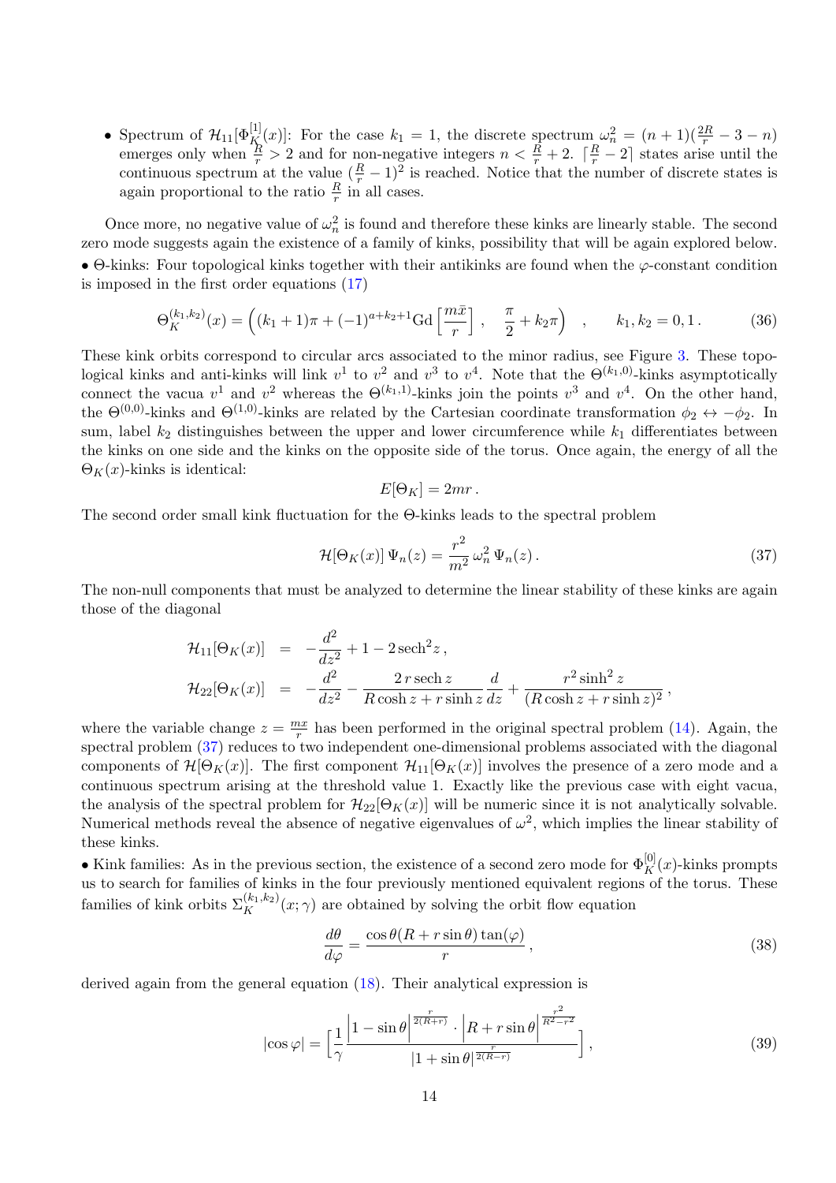- Spectrum of $\mathcal{H}_{11}[\Phi_K^{[1]}(x)]$: For the case $k_1 = 1$, the discrete spectrum $\omega_n^2 = (n+1)(\frac{2R}{r} - 3 - n)$ emerges only when $\frac{R}{r} > 2$ and for non-negative integers $n < \frac{R}{r} + 2$. $\lceil \frac{R}{r} - 2 \rceil$ states arise until the continuous spectrum at the value $(\frac{R}{r} - 1)^2$ is reached. Notice that the number of discrete states is again proportional to the ratio $\frac{R}{r}$ in all cases.

Once more, no negative value of $\omega_n^2$ is found and therefore these kinks are linearly stable. The second zero mode suggests again the existence of a family of kinks, possibility that will be again explored below.

• $\Theta$-kinks: Four topological kinks together with their antikinks are found when the $\varphi$-constant condition is imposed in the first order equations (17)

$$
\Theta_K^{(k_1,k_2)}(x) = \left( (k_1+1)\pi + (-1)^{a+k_2+1} \mathrm{Gd}\left[ \frac{m\bar{x}}{r} \right] , \quad \frac{\pi}{2} + k_2 \pi \right) \quad , \qquad k_1, k_2 = 0, 1 \, . \tag{36}
$$

These kink orbits correspond to circular arcs associated to the minor radius, see Figure 3. These topological kinks and anti-kinks will link $v^1$ to $v^2$ and $v^3$ to $v^4$. Note that the $\Theta^{(k_1,0)}$-kinks asymptotically connect the vacua $v^1$ and $v^2$ whereas the $\Theta^{(k_1,1)}$-kinks join the points $v^3$ and $v^4$. On the other hand, the $\Theta^{(0,0)}$-kinks and $\Theta^{(1,0)}$-kinks are related by the Cartesian coordinate transformation $\phi_2 \leftrightarrow -\phi_2$. In sum, label $k_2$ distinguishes between the upper and lower circumference while $k_1$ differentiates between the kinks on one side and the kinks on the opposite side of the torus. Once again, the energy of all the $\Theta_K(x)$-kinks is identical:

$$
E[\Theta_K] = 2mr \, .
$$

The second order small kink fluctuation for the $\Theta$-kinks leads to the spectral problem

$$
\mathcal{H}[\Theta_K(x)] \, \Psi_n(z) = \frac{r^2}{m^2} \, \omega_n^2 \, \Psi_n(z) \, . \tag{37}
$$

The non-null components that must be analyzed to determine the linear stability of these kinks are again those of the diagonal

$$
\begin{aligned}
\mathcal{H}_{11}[\Theta_K(x)] &= -\frac{d^2}{dz^2} + 1 - 2\,\mathrm{sech}^2 z \, , \\
\mathcal{H}_{22}[\Theta_K(x)] &= -\frac{d^2}{dz^2} - \frac{2\, r \,\mathrm{sech}\, z}{R\cosh z + r \sinh z} \frac{d}{dz} + \frac{r^2 \sinh^2 z}{(R\cosh z + r\sinh z)^2} \, ,
\end{aligned}
$$

where the variable change $z = \frac{mx}{r}$ has been performed in the original spectral problem (14). Again, the spectral problem (37) reduces to two independent one-dimensional problems associated with the diagonal components of $\mathcal{H}[\Theta_K(x)]$. The first component $\mathcal{H}_{11}[\Theta_K(x)]$ involves the presence of a zero mode and a continuous spectrum arising at the threshold value 1. Exactly like the previous case with eight vacua, the analysis of the spectral problem for $\mathcal{H}_{22}[\Theta_K(x)]$ will be numeric since it is not analytically solvable. Numerical methods reveal the absence of negative eigenvalues of $\omega^2$, which implies the linear stability of these kinks.

• Kink families: As in the previous section, the existence of a second zero mode for $\Phi_K^{[0]}(x)$-kinks prompts us to search for families of kinks in the four previously mentioned equivalent regions of the torus. These families of kink orbits $\Sigma_K^{(k_1,k_2)}(x;\gamma)$ are obtained by solving the orbit flow equation

$$
\frac{d\theta}{d\varphi} = \frac{\cos\theta (R + r\sin\theta)\tan(\varphi)}{r} \, , \tag{38}
$$

derived again from the general equation (18). Their analytical expression is

$$
|\cos\varphi| = \Big[ \frac{1}{\gamma} \frac{\Big|1-\sin\theta\Big|^{\frac{r}{2(R+r)}} \cdot \Big|R + r\sin\theta\Big|^{\frac{r^2}{R^2-r^2}}}{|1+\sin\theta|^{\frac{r}{2(R-r)}}} \Big] \, , \tag{39}
$$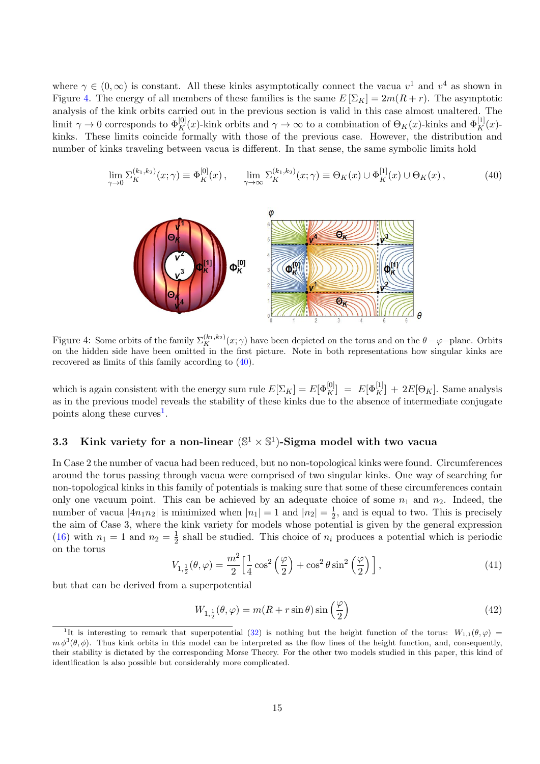where $\gamma \in (0, \infty)$ is constant. All these kinks asymptotically connect the vacua $v^1$ and $v^4$ as shown in Figure 4. The energy of all members of these families is the same $E[\Sigma_K] = 2m(R+r)$. The asymptotic analysis of the kink orbits carried out in the previous section is valid in this case almost unaltered. The limit $\gamma \to 0$ corresponds to $\Phi_K^{[0]}(x)$-kink orbits and $\gamma \to \infty$ to a combination of $\Theta_K(x)$-kinks and $\Phi_K^{[1]}(x)$-kinks. These limits coincide formally with those of the previous case. However, the distribution and number of kinks traveling between vacua is different. In that sense, the same symbolic limits hold

$$\lim_{\gamma \to 0} \Sigma_K^{(k_1,k_2)}(x;\gamma) \equiv \Phi_K^{[0]}(x) \, , \qquad \lim_{\gamma \to \infty} \Sigma_K^{(k_1,k_2)}(x;\gamma) \equiv \Theta_K(x) \cup \Phi_K^{[1]}(x) \cup \Theta_K(x) \, , \tag{40}$$

Figure 4: Some orbits of the family $\Sigma_K^{(k_1,k_2)}(x;\gamma)$ have been depicted on the torus and on the $\theta-\varphi-$plane. Orbits on the hidden side have been omitted in the first picture. Note in both representations how singular kinks are recovered as limits of this family according to (40).

which is again consistent with the energy sum rule $E[\Sigma_K] = E[\Phi_K^{[0]}] \;=\; E[\Phi_K^{[1]}] + 2E[\Theta_K]$. Same analysis as in the previous model reveals the stability of these kinks due to the absence of intermediate conjugate points along these curves[1].

### 3.3 Kink variety for a non-linear $(\mathbb{S}^1 \times \mathbb{S}^1)$-Sigma model with two vacua

In Case 2 the number of vacua had been reduced, but no non-topological kinks were found. Circumferences around the torus passing through vacua were comprised of two singular kinks. One way of searching for non-topological kinks in this family of potentials is making sure that some of these circumferences contain only one vacuum point. This can be achieved by an adequate choice of some $n_1$ and $n_2$. Indeed, the number of vacua $|4n_1n_2|$ is minimized when $|n_1| = 1$ and $|n_2| = \frac{1}{2}$, and is equal to two. This is precisely the aim of Case 3, where the kink variety for models whose potential is given by the general expression (16) with $n_1 = 1$ and $n_2 = \frac{1}{2}$ shall be studied. This choice of $n_i$ produces a potential which is periodic on the torus

$$V_{1,\frac{1}{2}}(\theta,\varphi) = \frac{m^2}{2}\Big[\frac{1}{4}\cos^2\Big(\frac{\varphi}{2}\Big) + \cos^2\theta \sin^2\Big(\frac{\varphi}{2}\Big)\Big] \, , \tag{41}$$

but that can be derived from a superpotential

$$W_{1,\frac{1}{2}}(\theta,\varphi) = m(R + r\sin\theta)\sin\Big(\frac{\varphi}{2}\Big) \tag{42}$$

[1] It is interesting to remark that superpotential (32) is nothing but the height function of the torus: $W_{1,1}(\theta,\varphi) = m\,\phi^3(\theta,\phi)$. Thus kink orbits in this model can be interpreted as the flow lines of the height function, and, consequently, their stability is dictated by the corresponding Morse Theory. For the other two models studied in this paper, this kind of identification is also possible but considerably more complicated.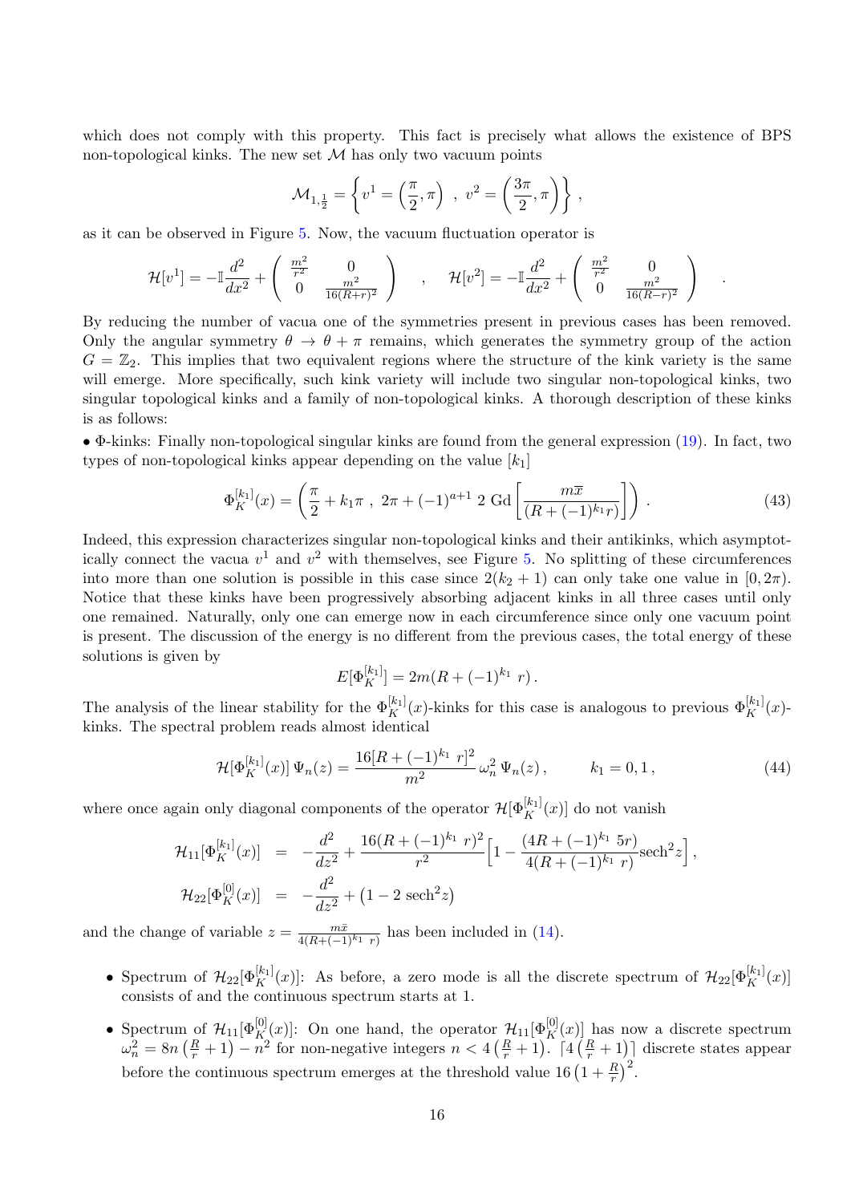which does not comply with this property. This fact is precisely what allows the existence of BPS non-topological kinks. The new set $\mathcal{M}$ has only two vacuum points

$$
\mathcal{M}_{1,\frac{1}{2}} = \left\{ v^1 = \left(\frac{\pi}{2}, \pi\right) \ , \ v^2 = \left(\frac{3\pi}{2}, \pi\right) \right\} ,
$$

as it can be observed in Figure 5. Now, the vacuum fluctuation operator is

$$
\mathcal{H}[v^1] = -\mathbb{I}\frac{d^2}{dx^2} + \begin{pmatrix} \frac{m^2}{r^2} & 0 \\ 0 & \frac{m^2}{16(R+r)^2} \end{pmatrix} \quad , \quad \mathcal{H}[v^2] = -\mathbb{I}\frac{d^2}{dx^2} + \begin{pmatrix} \frac{m^2}{r^2} & 0 \\ 0 & \frac{m^2}{16(R-r)^2} \end{pmatrix} \quad .
$$

By reducing the number of vacua one of the symmetries present in previous cases has been removed. Only the angular symmetry $\theta \to \theta + \pi$ remains, which generates the symmetry group of the action $G = \mathbb{Z}_2$. This implies that two equivalent regions where the structure of the kink variety is the same will emerge. More specifically, such kink variety will include two singular non-topological kinks, two singular topological kinks and a family of non-topological kinks. A thorough description of these kinks is as follows:

• $\Phi$-kinks: Finally non-topological singular kinks are found from the general expression (19). In fact, two types of non-topological kinks appear depending on the value $[k_1]$

$$
\Phi_K^{[k_1]}(x) = \left(\frac{\pi}{2} + k_1\pi \ , \ 2\pi + (-1)^{a+1}\, 2 \ \mathrm{Gd}\left[\frac{m\overline{x}}{(R + (-1)^{k_1} r)}\right]\right) . \tag{43}
$$

Indeed, this expression characterizes singular non-topological kinks and their antikinks, which asymptotically connect the vacua $v^1$ and $v^2$ with themselves, see Figure 5. No splitting of these circumferences into more than one solution is possible in this case since $2(k_2 + 1)$ can only take one value in $[0, 2\pi)$. Notice that these kinks have been progressively absorbing adjacent kinks in all three cases until only one remained. Naturally, only one can emerge now in each circumference since only one vacuum point is present. The discussion of the energy is no different from the previous cases, the total energy of these solutions is given by

$$
E[\Phi_K^{[k_1]}] = 2m(R + (-1)^{k_1}\ r) .
$$

The analysis of the linear stability for the $\Phi_K^{[k_1]}(x)$-kinks for this case is analogous to previous $\Phi_K^{[k_1]}(x)$-kinks. The spectral problem reads almost identical

$$
\mathcal{H}[\Phi_K^{[k_1]}(x)]\, \Psi_n(z) = \frac{16[R + (-1)^{k_1}\ r]^2}{m^2}\, \omega_n^2\, \Psi_n(z) , \qquad k_1 = 0, 1 , \tag{44}
$$

where once again only diagonal components of the operator $\mathcal{H}[\Phi_K^{[k_1]}(x)]$ do not vanish

$$
\begin{aligned}
\mathcal{H}_{11}[\Phi_K^{[k_1]}(x)] &= -\frac{d^2}{dz^2} + \frac{16(R + (-1)^{k_1}\ r)^2}{r^2}\Big[1 - \frac{(4R + (-1)^{k_1}\ 5r)}{4(R + (-1)^{k_1}\ r)}\mathrm{sech}^2 z\Big] , \\
\mathcal{H}_{22}[\Phi_K^{[0]}(x)] &= -\frac{d^2}{dz^2} + \left(1 - 2\ \mathrm{sech}^2 z\right)
\end{aligned}
$$

and the change of variable $z = \frac{m\bar{x}}{4(R + (-1)^{k_1}\ r)}$ has been included in (14).

- Spectrum of $\mathcal{H}_{22}[\Phi_K^{[k_1]}(x)]$: As before, a zero mode is all the discrete spectrum of $\mathcal{H}_{22}[\Phi_K^{[k_1]}(x)]$ consists of and the continuous spectrum starts at 1.
- Spectrum of $\mathcal{H}_{11}[\Phi_K^{[0]}(x)]$: On one hand, the operator $\mathcal{H}_{11}[\Phi_K^{[0]}(x)]$ has now a discrete spectrum $\omega_n^2 = 8n\left(\frac{R}{r} + 1\right) - n^2$ for non-negative integers $n < 4\left(\frac{R}{r} + 1\right)$. $\lceil 4\left(\frac{R}{r} + 1\right)\rceil$ discrete states appear before the continuous spectrum emerges at the threshold value $16\left(1 + \frac{R}{r}\right)^2$.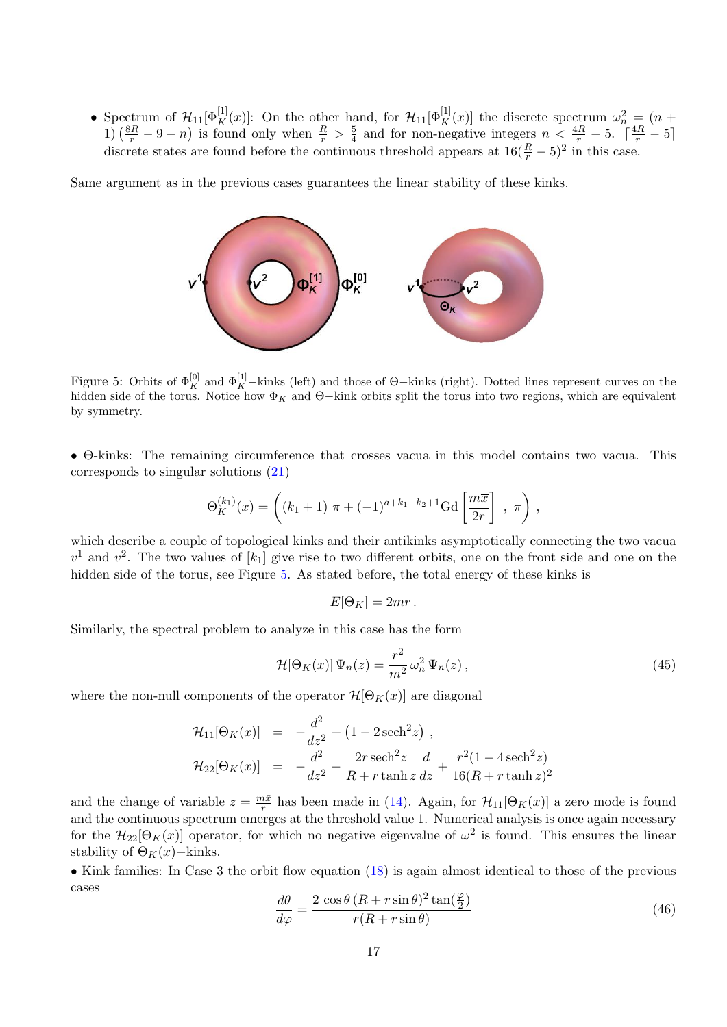- Spectrum of $\mathcal{H}_{11}[\Phi_K^{[1]}(x)]$: On the other hand, for $\mathcal{H}_{11}[\Phi_K^{[1]}(x)]$ the discrete spectrum $\omega_n^2 = (n+1)\left(\frac{8R}{r} - 9 + n\right)$ is found only when $\frac{R}{r} > \frac{5}{4}$ and for non-negative integers $n < \frac{4R}{r} - 5$. $\lceil \frac{4R}{r} - 5 \rceil$ discrete states are found before the continuous threshold appears at $16(\frac{R}{r} - 5)^2$ in this case.

Same argument as in the previous cases guarantees the linear stability of these kinks.

Figure 5: Orbits of $\Phi_K^{[0]}$ and $\Phi_K^{[1]}$−kinks (left) and those of Θ−kinks (right). Dotted lines represent curves on the hidden side of the torus. Notice how $\Phi_K$ and Θ−kink orbits split the torus into two regions, which are equivalent by symmetry.

• Θ-kinks: The remaining circumference that crosses vacua in this model contains two vacua. This corresponds to singular solutions (21)

$$
\Theta_K^{(k_1)}(x) = \left( (k_1+1)\,\pi + (-1)^{a+k_1+k_2+1} \mathrm{Gd}\left[\frac{m\bar{x}}{2r}\right] \;,\; \pi \right) ,
$$

which describe a couple of topological kinks and their antikinks asymptotically connecting the two vacua $v^1$ and $v^2$. The two values of $[k_1]$ give rise to two different orbits, one on the front side and one on the hidden side of the torus, see Figure 5. As stated before, the total energy of these kinks is

$$
E[\Theta_K] = 2mr\,.
$$

Similarly, the spectral problem to analyze in this case has the form

$$
\mathcal{H}[\Theta_K(x)]\,\Psi_n(z) = \frac{r^2}{m^2}\,\omega_n^2\,\Psi_n(z)\,, \tag{45}
$$

where the non-null components of the operator $\mathcal{H}[\Theta_K(x)]$ are diagonal

$$
\begin{aligned}
\mathcal{H}_{11}[\Theta_K(x)] &= -\frac{d^2}{dz^2} + \left(1 - 2\,\mathrm{sech}^2 z\right) , \\
\mathcal{H}_{22}[\Theta_K(x)] &= -\frac{d^2}{dz^2} - \frac{2r\,\mathrm{sech}^2 z}{R + r\tanh z}\frac{d}{dz} + \frac{r^2(1 - 4\,\mathrm{sech}^2 z)}{16(R + r\tanh z)^2}
\end{aligned}
$$

and the change of variable $z = \frac{m\bar{x}}{r}$ has been made in (14). Again, for $\mathcal{H}_{11}[\Theta_K(x)]$ a zero mode is found and the continuous spectrum emerges at the threshold value 1. Numerical analysis is once again necessary for the $\mathcal{H}_{22}[\Theta_K(x)]$ operator, for which no negative eigenvalue of $\omega^2$ is found. This ensures the linear stability of $\Theta_K(x)$−kinks.

• Kink families: In Case 3 the orbit flow equation (18) is again almost identical to those of the previous cases

$$
\frac{d\theta}{d\varphi} = \frac{2\,\cos\theta\,(R + r\sin\theta)^2\tan(\frac{\varphi}{2})}{r(R + r\sin\theta)} \tag{46}
$$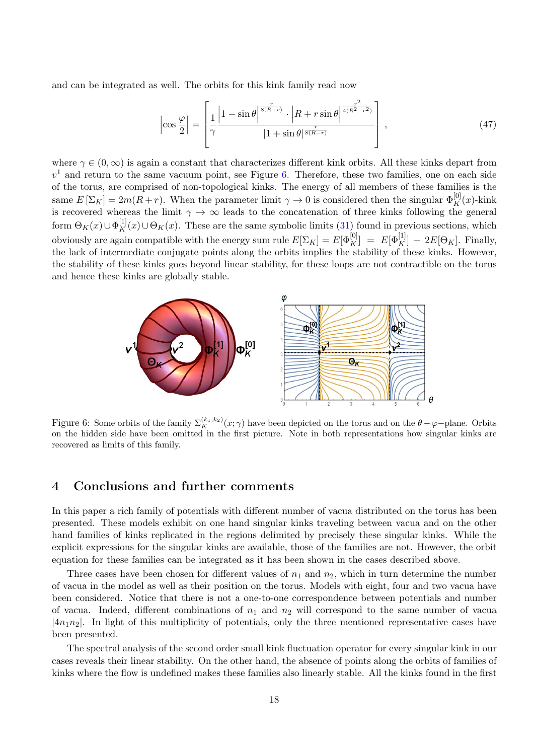and can be integrated as well. The orbits for this kink family read now

$$\left|\cos\frac{\varphi}{2}\right| = \left[\frac{1}{\gamma}\frac{\left|1-\sin\theta\right|^{\frac{r}{8(R+r)}}\cdot\left|R+r\sin\theta\right|^{\frac{r^2}{4(R^2-r^2)}}}{\left|1+\sin\theta\right|^{\frac{r}{8(R-r)}}}\right], \tag{47}$$

where $\gamma \in (0,\infty)$ is again a constant that characterizes different kink orbits. All these kinks depart from $v^1$ and return to the same vacuum point, see Figure 6. Therefore, these two families, one on each side of the torus, are comprised of non-topological kinks. The energy of all members of these families is the same $E\left[\Sigma_K\right] = 2m(R+r)$. When the parameter limit $\gamma \to 0$ is considered then the singular $\Phi_K^{[0]}(x)$-kink is recovered whereas the limit $\gamma \to \infty$ leads to the concatenation of three kinks following the general form $\Theta_K(x)\cup\Phi_K^{[1]}(x)\cup\Theta_K(x)$. These are the same symbolic limits (31) found in previous sections, which obviously are again compatible with the energy sum rule $E[\Sigma_K] = E[\Phi_K^{[0]}] \;=\; E[\Phi_K^{[1]}] + 2E[\Theta_K]$. Finally, the lack of intermediate conjugate points along the orbits implies the stability of these kinks. However, the stability of these kinks goes beyond linear stability, for these loops are not contractible on the torus and hence these kinks are globally stable.

Figure 6: Some orbits of the family $\Sigma_K^{(k_1,k_2)}(x;\gamma)$ have been depicted on the torus and on the $\theta-\varphi-$plane. Orbits on the hidden side have been omitted in the first picture. Note in both representations how singular kinks are recovered as limits of this family.

## 4 Conclusions and further comments

In this paper a rich family of potentials with different number of vacua distributed on the torus has been presented. These models exhibit on one hand singular kinks traveling between vacua and on the other hand families of kinks replicated in the regions delimited by precisely these singular kinks. While the explicit expressions for the singular kinks are available, those of the families are not. However, the orbit equation for these families can be integrated as it has been shown in the cases described above.

Three cases have been chosen for different values of $n_1$ and $n_2$, which in turn determine the number of vacua in the model as well as their position on the torus. Models with eight, four and two vacua have been considered. Notice that there is not a one-to-one correspondence between potentials and number of vacua. Indeed, different combinations of $n_1$ and $n_2$ will correspond to the same number of vacua $|4n_1n_2|$. In light of this multiplicity of potentials, only the three mentioned representative cases have been presented.

The spectral analysis of the second order small kink fluctuation operator for every singular kink in our cases reveals their linear stability. On the other hand, the absence of points along the orbits of families of kinks where the flow is undefined makes these families also linearly stable. All the kinks found in the first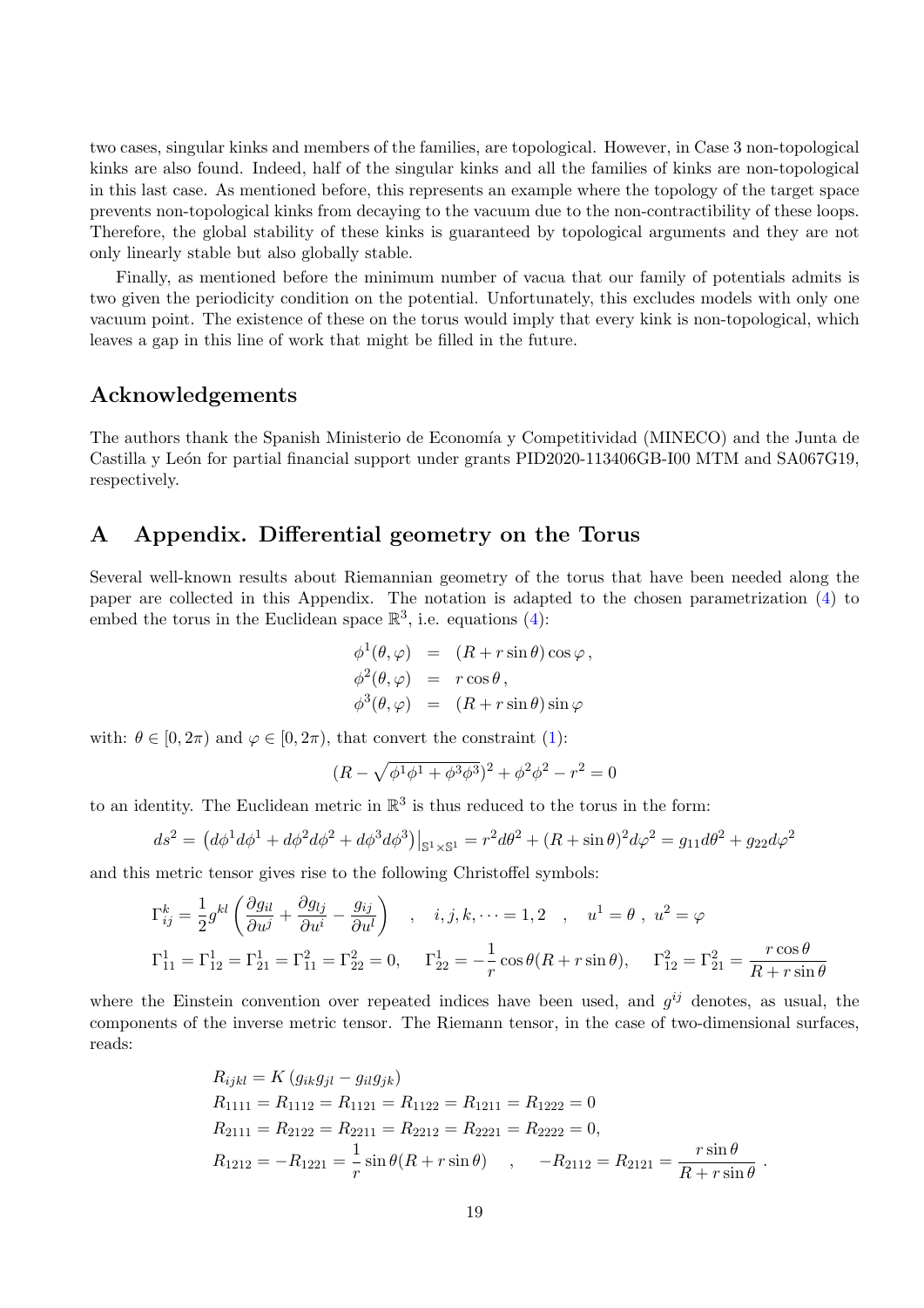two cases, singular kinks and members of the families, are topological. However, in Case 3 non-topological kinks are also found. Indeed, half of the singular kinks and all the families of kinks are non-topological in this last case. As mentioned before, this represents an example where the topology of the target space prevents non-topological kinks from decaying to the vacuum due to the non-contractibility of these loops. Therefore, the global stability of these kinks is guaranteed by topological arguments and they are not only linearly stable but also globally stable.

Finally, as mentioned before the minimum number of vacua that our family of potentials admits is two given the periodicity condition on the potential. Unfortunately, this excludes models with only one vacuum point. The existence of these on the torus would imply that every kink is non-topological, which leaves a gap in this line of work that might be filled in the future.

## Acknowledgements

The authors thank the Spanish Ministerio de Economía y Competitividad (MINECO) and the Junta de Castilla y León for partial financial support under grants PID2020-113406GB-I00 MTM and SA067G19, respectively.

## A Appendix. Differential geometry on the Torus

Several well-known results about Riemannian geometry of the torus that have been needed along the paper are collected in this Appendix. The notation is adapted to the chosen parametrization (4) to embed the torus in the Euclidean space $\mathbb{R}^3$, i.e. equations (4):

$$
\begin{aligned}
\phi^1(\theta,\varphi) &= (R + r\sin\theta)\cos\varphi\,,\\
\phi^2(\theta,\varphi) &= r\cos\theta\,,\\
\phi^3(\theta,\varphi) &= (R + r\sin\theta)\sin\varphi
\end{aligned}
$$

with: $\theta \in [0, 2\pi)$ and $\varphi \in [0, 2\pi)$, that convert the constraint (1):

$$
(R - \sqrt{\phi^1\phi^1 + \phi^3\phi^3})^2 + \phi^2\phi^2 - r^2 = 0
$$

to an identity. The Euclidean metric in $\mathbb{R}^3$ is thus reduced to the torus in the form:

$$
ds^2 = \left(d\phi^1 d\phi^1 + d\phi^2 d\phi^2 + d\phi^3 d\phi^3\right)\big|_{\mathbb{S}^1\times\mathbb{S}^1} = r^2 d\theta^2 + (R + \sin\theta)^2 d\varphi^2 = g_{11} d\theta^2 + g_{22} d\varphi^2
$$

and this metric tensor gives rise to the following Christoffel symbols:

$$
\Gamma^k_{ij} = \frac{1}{2} g^{kl}\left(\frac{\partial g_{il}}{\partial u^j} + \frac{\partial g_{lj}}{\partial u^i} - \frac{g_{ij}}{\partial u^l}\right) \quad , \quad i,j,k,\dots = 1,2 \quad , \quad u^1 = \theta \;,\; u^2 = \varphi
$$

$$
\Gamma^1_{11} = \Gamma^1_{12} = \Gamma^1_{21} = \Gamma^2_{11} = \Gamma^2_{22} = 0, \quad \Gamma^1_{22} = -\frac{1}{r}\cos\theta(R + r\sin\theta), \quad \Gamma^2_{12} = \Gamma^2_{21} = \frac{r\cos\theta}{R + r\sin\theta}
$$

where the Einstein convention over repeated indices have been used, and $g^{ij}$ denotes, as usual, the components of the inverse metric tensor. The Riemann tensor, in the case of two-dimensional surfaces, reads:

$$
\begin{aligned}
&R_{ijkl} = K\left(g_{ik}g_{jl} - g_{il}g_{jk}\right)\\
&R_{1111} = R_{1112} = R_{1121} = R_{1122} = R_{1211} = R_{1222} = 0\\
&R_{2111} = R_{2122} = R_{2211} = R_{2212} = R_{2221} = R_{2222} = 0,\\
&R_{1212} = -R_{1221} = \frac{1}{r}\sin\theta(R + r\sin\theta) \quad , \quad -R_{2112} = R_{2121} = \frac{r\sin\theta}{R + r\sin\theta}\,.
\end{aligned}
$$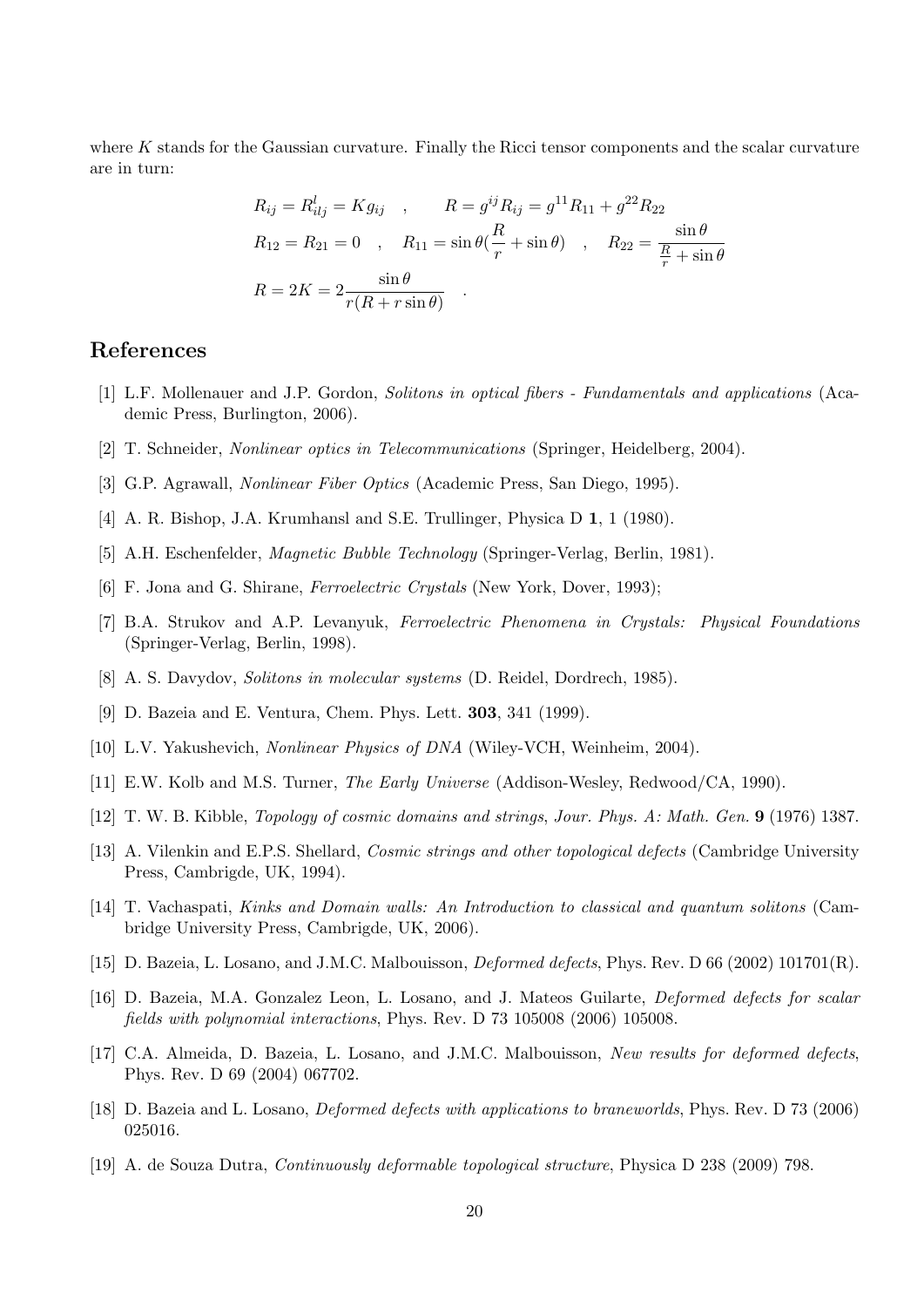where $K$ stands for the Gaussian curvature. Finally the Ricci tensor components and the scalar curvature are in turn:

$$
\begin{aligned}
& R_{ij} = R^l_{ilj} = K g_{ij} \quad , \qquad R = g^{ij} R_{ij} = g^{11} R_{11} + g^{22} R_{22} \\
& R_{12} = R_{21} = 0 \quad , \quad R_{11} = \sin\theta \left(\frac{R}{r} + \sin\theta\right) \quad , \quad R_{22} = \frac{\sin\theta}{\frac{R}{r} + \sin\theta} \\
& R = 2K = 2\frac{\sin\theta}{r(R + r\sin\theta)} \quad .
\end{aligned}
$$

## References

[1] L.F. Mollenauer and J.P. Gordon, *Solitons in optical fibers - Fundamentals and applications* (Academic Press, Burlington, 2006).

[2] T. Schneider, *Nonlinear optics in Telecommunications* (Springer, Heidelberg, 2004).

[3] G.P. Agrawall, *Nonlinear Fiber Optics* (Academic Press, San Diego, 1995).

[4] A. R. Bishop, J.A. Krumhansl and S.E. Trullinger, Physica D **1**, 1 (1980).

[5] A.H. Eschenfelder, *Magnetic Bubble Technology* (Springer-Verlag, Berlin, 1981).

[6] F. Jona and G. Shirane, *Ferroelectric Crystals* (New York, Dover, 1993);

[7] B.A. Strukov and A.P. Levanyuk, *Ferroelectric Phenomena in Crystals: Physical Foundations* (Springer-Verlag, Berlin, 1998).

[8] A. S. Davydov, *Solitons in molecular systems* (D. Reidel, Dordrech, 1985).

[9] D. Bazeia and E. Ventura, Chem. Phys. Lett. **303**, 341 (1999).

[10] L.V. Yakushevich, *Nonlinear Physics of DNA* (Wiley-VCH, Weinheim, 2004).

[11] E.W. Kolb and M.S. Turner, *The Early Universe* (Addison-Wesley, Redwood/CA, 1990).

[12] T. W. B. Kibble, *Topology of cosmic domains and strings*, *Jour. Phys. A: Math. Gen.* **9** (1976) 1387.

[13] A. Vilenkin and E.P.S. Shellard, *Cosmic strings and other topological defects* (Cambridge University Press, Cambrigde, UK, 1994).

[14] T. Vachaspati, *Kinks and Domain walls: An Introduction to classical and quantum solitons* (Cambridge University Press, Cambrigde, UK, 2006).

[15] D. Bazeia, L. Losano, and J.M.C. Malbouisson, *Deformed defects*, Phys. Rev. D 66 (2002) 101701(R).

[16] D. Bazeia, M.A. Gonzalez Leon, L. Losano, and J. Mateos Guilarte, *Deformed defects for scalar fields with polynomial interactions*, Phys. Rev. D 73 105008 (2006) 105008.

[17] C.A. Almeida, D. Bazeia, L. Losano, and J.M.C. Malbouisson, *New results for deformed defects*, Phys. Rev. D 69 (2004) 067702.

[18] D. Bazeia and L. Losano, *Deformed defects with applications to braneworlds*, Phys. Rev. D 73 (2006) 025016.

[19] A. de Souza Dutra, *Continuously deformable topological structure*, Physica D 238 (2009) 798.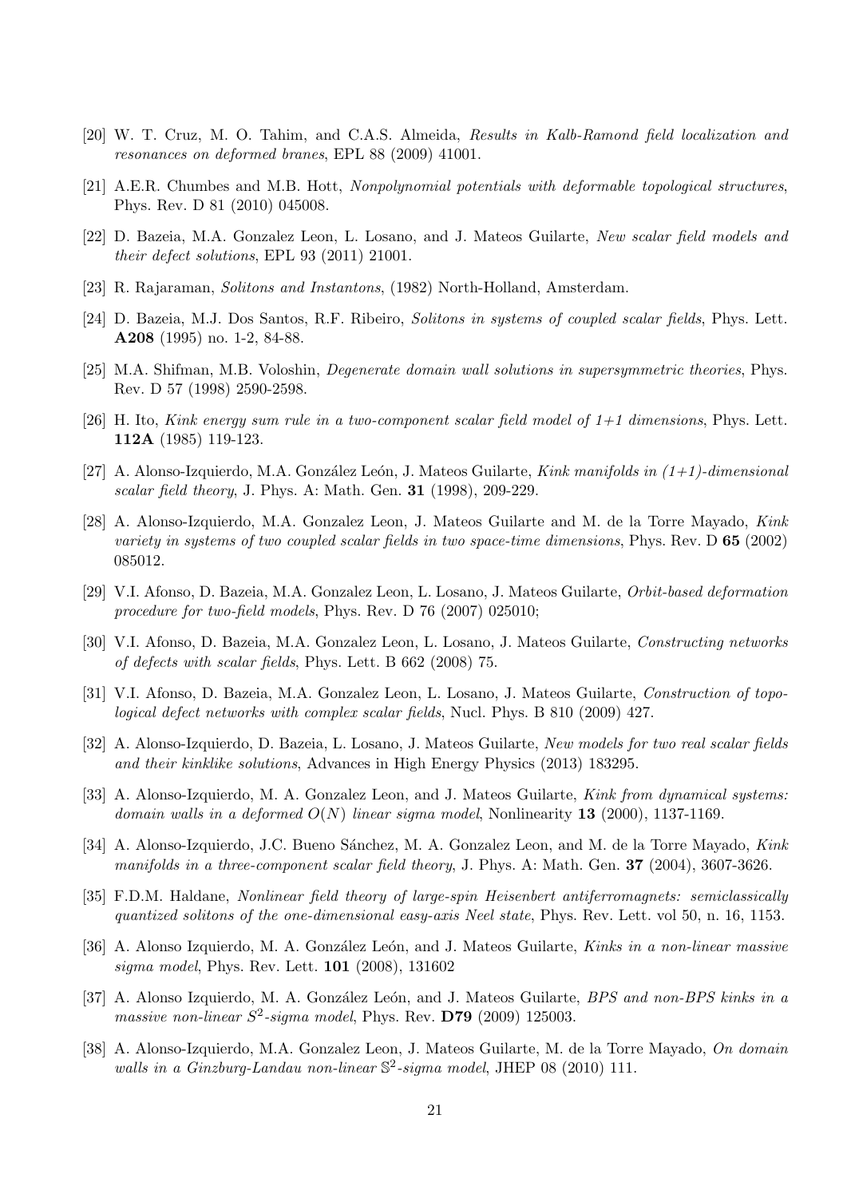[20] W. T. Cruz, M. O. Tahim, and C.A.S. Almeida, *Results in Kalb-Ramond field localization and resonances on deformed branes*, EPL 88 (2009) 41001.

[21] A.E.R. Chumbes and M.B. Hott, *Nonpolynomial potentials with deformable topological structures*, Phys. Rev. D 81 (2010) 045008.

[22] D. Bazeia, M.A. Gonzalez Leon, L. Losano, and J. Mateos Guilarte, *New scalar field models and their defect solutions*, EPL 93 (2011) 21001.

[23] R. Rajaraman, *Solitons and Instantons*, (1982) North-Holland, Amsterdam.

[24] D. Bazeia, M.J. Dos Santos, R.F. Ribeiro, *Solitons in systems of coupled scalar fields*, Phys. Lett. **A208** (1995) no. 1-2, 84-88.

[25] M.A. Shifman, M.B. Voloshin, *Degenerate domain wall solutions in supersymmetric theories*, Phys. Rev. D 57 (1998) 2590-2598.

[26] H. Ito, *Kink energy sum rule in a two-component scalar field model of 1+1 dimensions*, Phys. Lett. **112A** (1985) 119-123.

[27] A. Alonso-Izquierdo, M.A. González León, J. Mateos Guilarte, *Kink manifolds in (1+1)-dimensional scalar field theory*, J. Phys. A: Math. Gen. **31** (1998), 209-229.

[28] A. Alonso-Izquierdo, M.A. Gonzalez Leon, J. Mateos Guilarte and M. de la Torre Mayado, *Kink variety in systems of two coupled scalar fields in two space-time dimensions*, Phys. Rev. D **65** (2002) 085012.

[29] V.I. Afonso, D. Bazeia, M.A. Gonzalez Leon, L. Losano, J. Mateos Guilarte, *Orbit-based deformation procedure for two-field models*, Phys. Rev. D 76 (2007) 025010;

[30] V.I. Afonso, D. Bazeia, M.A. Gonzalez Leon, L. Losano, J. Mateos Guilarte, *Constructing networks of defects with scalar fields*, Phys. Lett. B 662 (2008) 75.

[31] V.I. Afonso, D. Bazeia, M.A. Gonzalez Leon, L. Losano, J. Mateos Guilarte, *Construction of topological defect networks with complex scalar fields*, Nucl. Phys. B 810 (2009) 427.

[32] A. Alonso-Izquierdo, D. Bazeia, L. Losano, J. Mateos Guilarte, *New models for two real scalar fields and their kinklike solutions*, Advances in High Energy Physics (2013) 183295.

[33] A. Alonso-Izquierdo, M. A. Gonzalez Leon, and J. Mateos Guilarte, *Kink from dynamical systems: domain walls in a deformed $O(N)$ linear sigma model*, Nonlinearity **13** (2000), 1137-1169.

[34] A. Alonso-Izquierdo, J.C. Bueno Sánchez, M. A. Gonzalez Leon, and M. de la Torre Mayado, *Kink manifolds in a three-component scalar field theory*, J. Phys. A: Math. Gen. **37** (2004), 3607-3626.

[35] F.D.M. Haldane, *Nonlinear field theory of large-spin Heisenbert antiferromagnets: semiclassically quantized solitons of the one-dimensional easy-axis Neel state*, Phys. Rev. Lett. vol 50, n. 16, 1153.

[36] A. Alonso Izquierdo, M. A. González León, and J. Mateos Guilarte, *Kinks in a non-linear massive sigma model*, Phys. Rev. Lett. **101** (2008), 131602

[37] A. Alonso Izquierdo, M. A. González León, and J. Mateos Guilarte, *BPS and non-BPS kinks in a massive non-linear $S^2$-sigma model*, Phys. Rev. **D79** (2009) 125003.

[38] A. Alonso-Izquierdo, M.A. Gonzalez Leon, J. Mateos Guilarte, M. de la Torre Mayado, *On domain walls in a Ginzburg-Landau non-linear $\mathbb{S}^2$-sigma model*, JHEP 08 (2010) 111.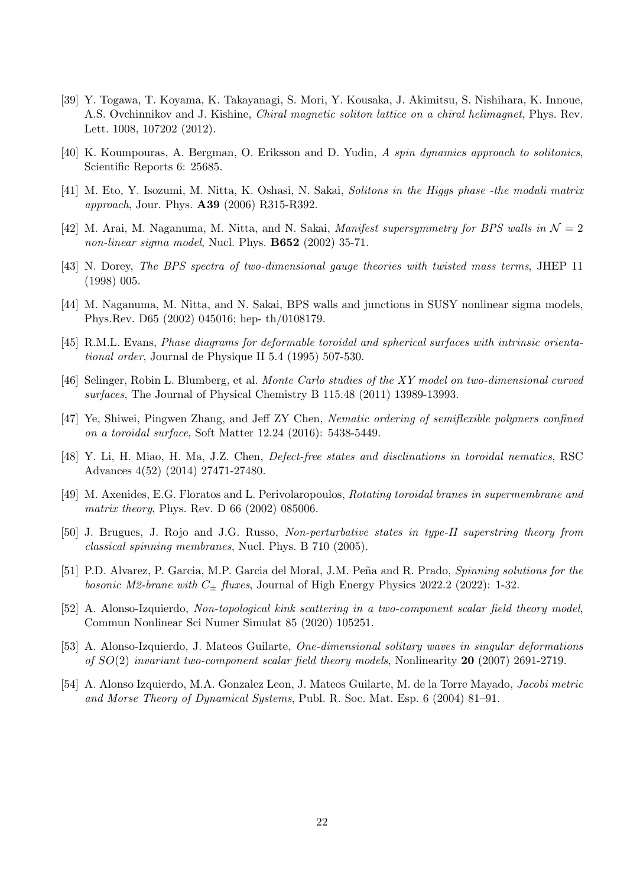[39] Y. Togawa, T. Koyama, K. Takayanagi, S. Mori, Y. Kousaka, J. Akimitsu, S. Nishihara, K. Innoue, A.S. Ovchinnikov and J. Kishine, *Chiral magnetic soliton lattice on a chiral helimagnet*, Phys. Rev. Lett. 1008, 107202 (2012).

[40] K. Koumpouras, A. Bergman, O. Eriksson and D. Yudin, *A spin dynamics approach to solitonics*, Scientific Reports 6: 25685.

[41] M. Eto, Y. Isozumi, M. Nitta, K. Oshasi, N. Sakai, *Solitons in the Higgs phase -the moduli matrix approach*, Jour. Phys. **A39** (2006) R315-R392.

[42] M. Arai, M. Naganuma, M. Nitta, and N. Sakai, *Manifest supersymmetry for BPS walls in $\mathcal{N} = 2$ non-linear sigma model*, Nucl. Phys. **B652** (2002) 35-71.

[43] N. Dorey, *The BPS spectra of two-dimensional gauge theories with twisted mass terms*, JHEP 11 (1998) 005.

[44] M. Naganuma, M. Nitta, and N. Sakai, BPS walls and junctions in SUSY nonlinear sigma models, Phys.Rev. D65 (2002) 045016; hep- th/0108179.

[45] R.M.L. Evans, *Phase diagrams for deformable toroidal and spherical surfaces with intrinsic orientational order*, Journal de Physique II 5.4 (1995) 507-530.

[46] Selinger, Robin L. Blumberg, et al. *Monte Carlo studies of the XY model on two-dimensional curved surfaces*, The Journal of Physical Chemistry B 115.48 (2011) 13989-13993.

[47] Ye, Shiwei, Pingwen Zhang, and Jeff ZY Chen, *Nematic ordering of semiflexible polymers confined on a toroidal surface*, Soft Matter 12.24 (2016): 5438-5449.

[48] Y. Li, H. Miao, H. Ma, J.Z. Chen, *Defect-free states and disclinations in toroidal nematics*, RSC Advances 4(52) (2014) 27471-27480.

[49] M. Axenides, E.G. Floratos and L. Perivolaropoulos, *Rotating toroidal branes in supermembrane and matrix theory*, Phys. Rev. D 66 (2002) 085006.

[50] J. Brugues, J. Rojo and J.G. Russo, *Non-perturbative states in type-II superstring theory from classical spinning membranes*, Nucl. Phys. B 710 (2005).

[51] P.D. Alvarez, P. Garcia, M.P. Garcia del Moral, J.M. Peña and R. Prado, *Spinning solutions for the bosonic M2-brane with $C_\pm$ fluxes*, Journal of High Energy Physics 2022.2 (2022): 1-32.

[52] A. Alonso-Izquierdo, *Non-topological kink scattering in a two-component scalar field theory model*, Commun Nonlinear Sci Numer Simulat 85 (2020) 105251.

[53] A. Alonso-Izquierdo, J. Mateos Guilarte, *One-dimensional solitary waves in singular deformations of $SO(2)$ invariant two-component scalar field theory models*, Nonlinearity **20** (2007) 2691-2719.

[54] A. Alonso Izquierdo, M.A. Gonzalez Leon, J. Mateos Guilarte, M. de la Torre Mayado, *Jacobi metric and Morse Theory of Dynamical Systems*, Publ. R. Soc. Mat. Esp. 6 (2004) 81–91.